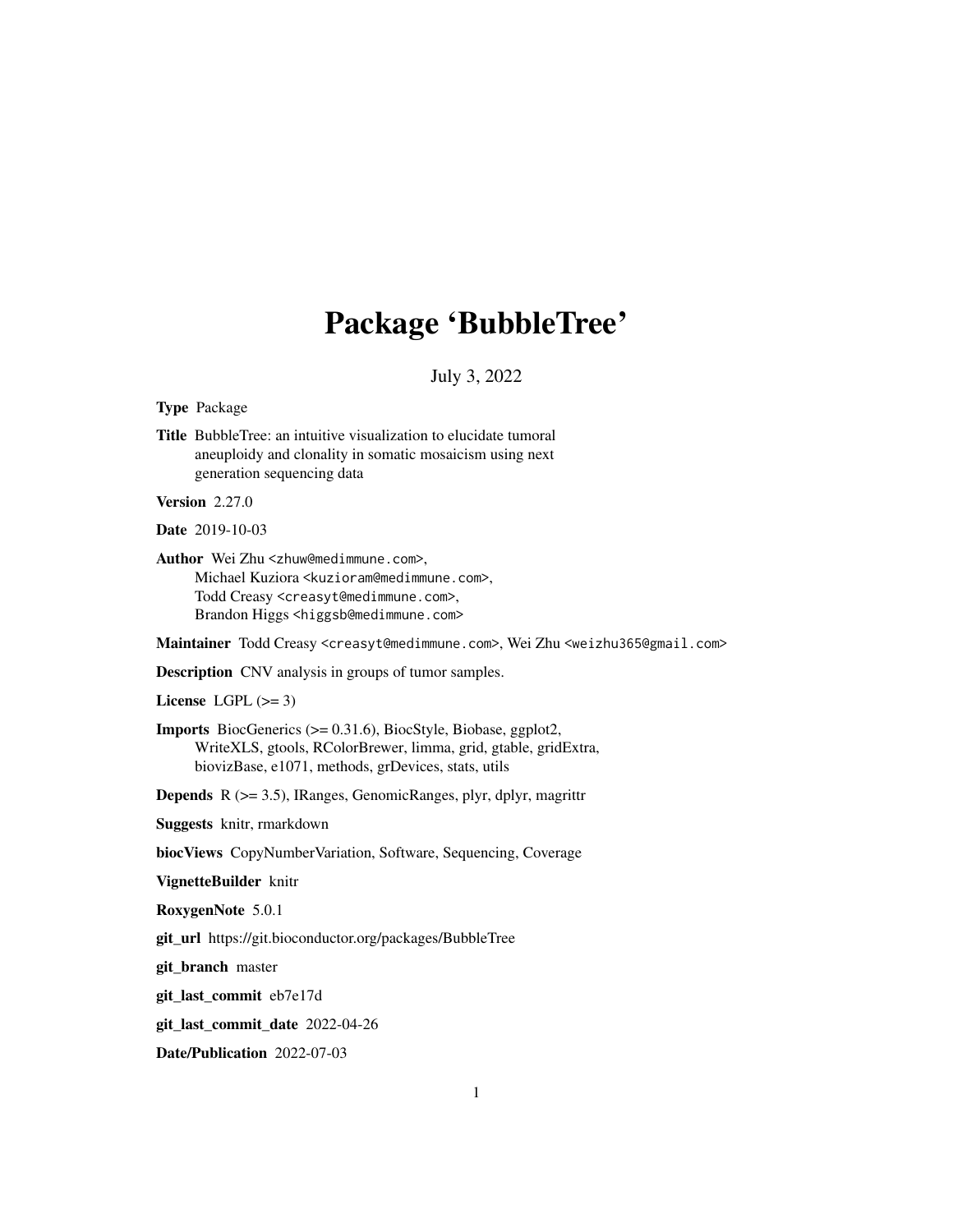# Package 'BubbleTree'

July 3, 2022

**Type** Package

**Title** BubbleTree: an intuitive visualization to elucidate tumoral aneuploidy and clonality in somatic mosaicism using next generation sequencing data

**Version** 2.27.0

**Date** 2019-10-03

**Author** Wei Zhu <zhuw@medimmune.com>,
Michael Kuziora <kuzioram@medimmune.com>,
Todd Creasy <creasyt@medimmune.com>,
Brandon Higgs <higgsb@medimmune.com>

**Maintainer** Todd Creasy <creasyt@medimmune.com>, Wei Zhu <weizhu365@gmail.com>

**Description** CNV analysis in groups of tumor samples.

**License** LGPL (>= 3)

**Imports** BiocGenerics (>= 0.31.6), BiocStyle, Biobase, ggplot2, WriteXLS, gtools, RColorBrewer, limma, grid, gtable, gridExtra, biovizBase, e1071, methods, grDevices, stats, utils

**Depends** R (>= 3.5), IRanges, GenomicRanges, plyr, dplyr, magrittr

**Suggests** knitr, rmarkdown

**biocViews** CopyNumberVariation, Software, Sequencing, Coverage

**VignetteBuilder** knitr

**RoxygenNote** 5.0.1

**git_url** https://git.bioconductor.org/packages/BubbleTree

**git_branch** master

**git_last_commit** eb7e17d

**git_last_commit_date** 2022-04-26

**Date/Publication** 2022-07-03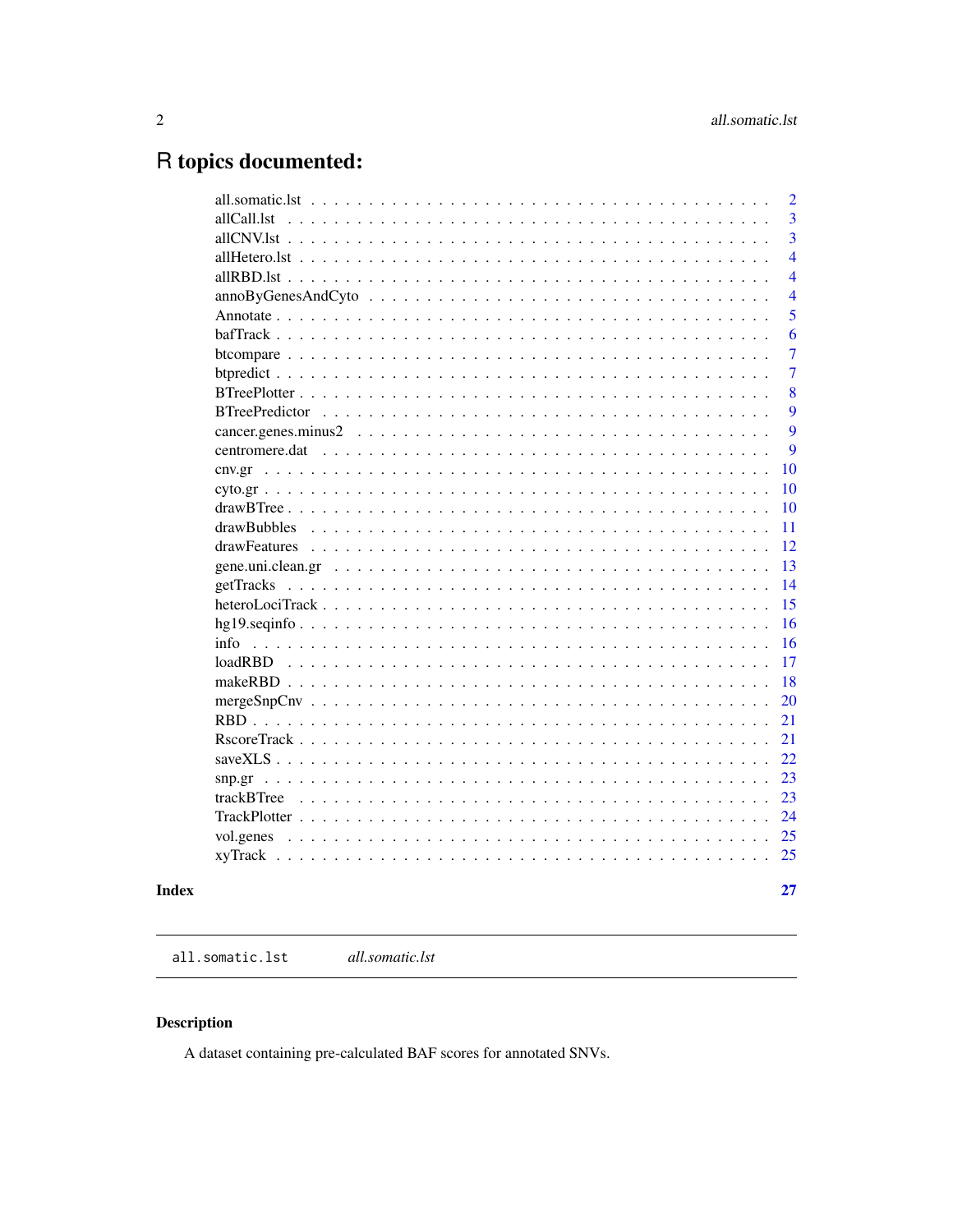# R topics documented:

| | |
|---|---|
| all.somatic.lst | 2 |
| allCall.lst | 3 |
| allCNV.lst | 3 |
| allHetero.lst | 4 |
| allRBD.lst | 4 |
| annoByGenesAndCyto | 4 |
| Annotate | 5 |
| bafTrack | 6 |
| btcompare | 7 |
| btpredict | 7 |
| BTreePlotter | 8 |
| BTreePredictor | 9 |
| cancer.genes.minus2 | 9 |
| centromere.dat | 9 |
| cnv.gr | 10 |
| cyto.gr | 10 |
| drawBTree | 10 |
| drawBubbles | 11 |
| drawFeatures | 12 |
| gene.uni.clean.gr | 13 |
| getTracks | 14 |
| heteroLociTrack | 15 |
| hg19.seqinfo | 16 |
| info | 16 |
| loadRBD | 17 |
| makeRBD | 18 |
| mergeSnpCnv | 20 |
| RBD | 21 |
| RscoreTrack | 21 |
| saveXLS | 22 |
| snp.gr | 23 |
| trackBTree | 23 |
| TrackPlotter | 24 |
| vol.genes | 25 |
| xyTrack | 25 |
| **Index** | **27** |

---

`all.somatic.lst` *all.somatic.lst*

---

## Description

A dataset containing pre-calculated BAF scores for annotated SNVs.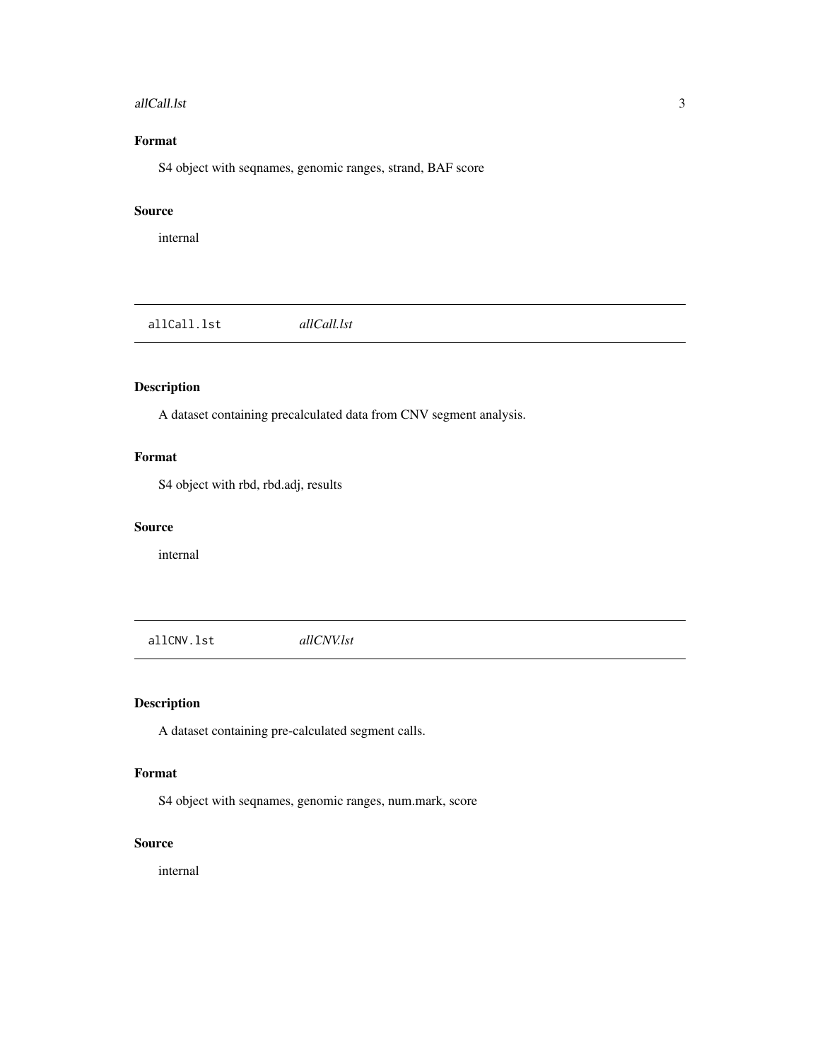## Format

S4 object with seqnames, genomic ranges, strand, BAF score

## Source

internal

---

# allCall.lst *allCall.lst*

## Description

A dataset containing precalculated data from CNV segment analysis.

## Format

S4 object with rbd, rbd.adj, results

## Source

internal

---

# allCNV.lst *allCNV.lst*

## Description

A dataset containing pre-calculated segment calls.

## Format

S4 object with seqnames, genomic ranges, num.mark, score

## Source

internal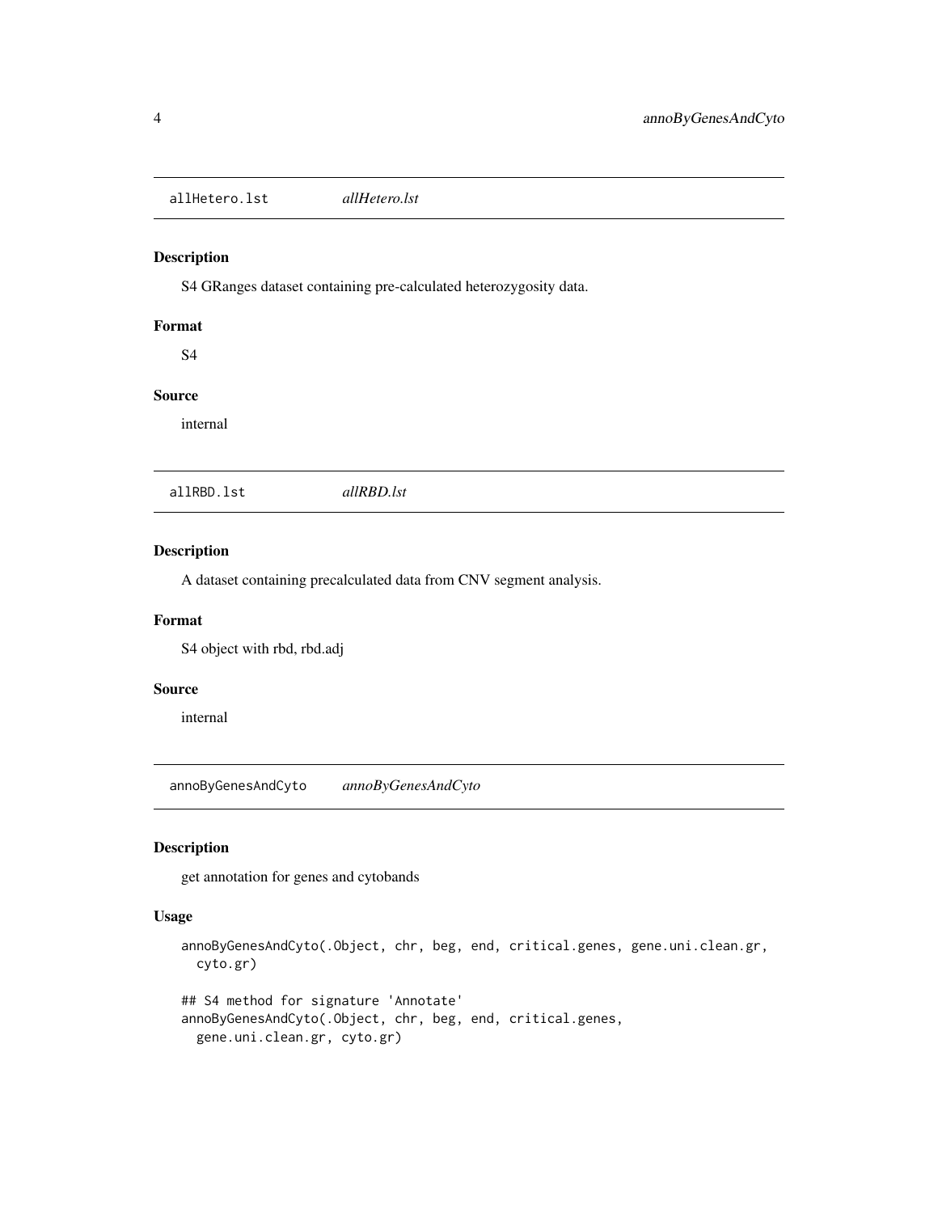## allHetero.lst *allHetero.lst*

### Description

S4 GRanges dataset containing pre-calculated heterozygosity data.

### Format

S4

### Source

internal

## allRBD.lst *allRBD.lst*

### Description

A dataset containing precalculated data from CNV segment analysis.

### Format

S4 object with rbd, rbd.adj

### Source

internal

## annoByGenesAndCyto *annoByGenesAndCyto*

### Description

get annotation for genes and cytobands

### Usage

```
annoByGenesAndCyto(.Object, chr, beg, end, critical.genes, gene.uni.clean.gr,
  cyto.gr)

## S4 method for signature 'Annotate'
annoByGenesAndCyto(.Object, chr, beg, end, critical.genes,
  gene.uni.clean.gr, cyto.gr)
```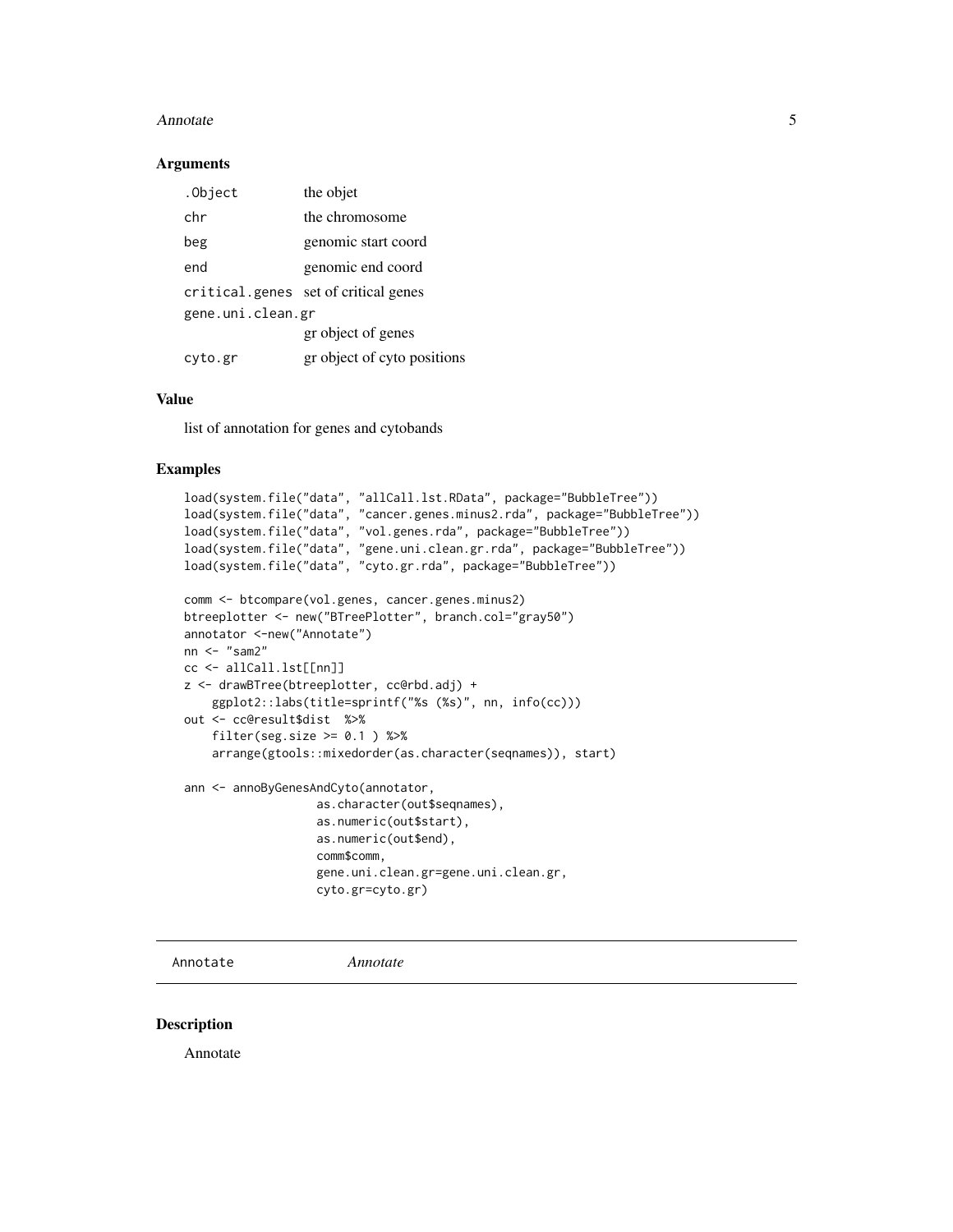### Arguments

| | |
|---|---|
| .Object | the objet |
| chr | the chromosome |
| beg | genomic start coord |
| end | genomic end coord |
| critical.genes | set of critical genes |
| gene.uni.clean.gr | gr object of genes |
| cyto.gr | gr object of cyto positions |

### Value

list of annotation for genes and cytobands

### Examples

```
load(system.file("data", "allCall.lst.RData", package="BubbleTree"))
load(system.file("data", "cancer.genes.minus2.rda", package="BubbleTree"))
load(system.file("data", "vol.genes.rda", package="BubbleTree"))
load(system.file("data", "gene.uni.clean.gr.rda", package="BubbleTree"))
load(system.file("data", "cyto.gr.rda", package="BubbleTree"))

comm <- btcompare(vol.genes, cancer.genes.minus2)
btreeplotter <- new("BTreePlotter", branch.col="gray50")
annotator <-new("Annotate")
nn <- "sam2"
cc <- allCall.lst[[nn]]
z <- drawBTree(btreeplotter, cc@rbd.adj) +
    ggplot2::labs(title=sprintf("%s (%s)", nn, info(cc)))
out <- cc@result$dist  %>%
    filter(seg.size >= 0.1 ) %>%
    arrange(gtools::mixedorder(as.character(seqnames)), start)

ann <- annoByGenesAndCyto(annotator,
                   as.character(out$seqnames),
                   as.numeric(out$start),
                   as.numeric(out$end),
                   comm$comm,
                   gene.uni.clean.gr=gene.uni.clean.gr,
                   cyto.gr=cyto.gr)
```

---

## Annotate *Annotate*

---

### Description

Annotate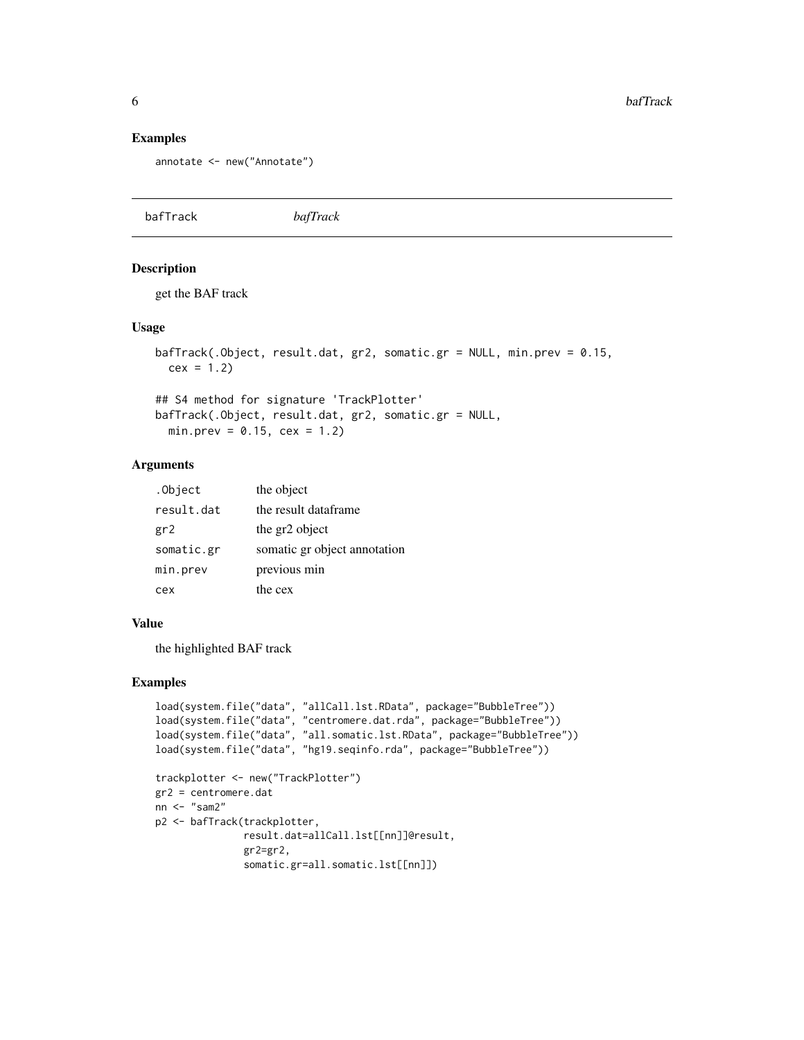## Examples

```
annotate <- new("Annotate")
```

---

# bafTrack *bafTrack*

---

## Description

get the BAF track

## Usage

```
bafTrack(.Object, result.dat, gr2, somatic.gr = NULL, min.prev = 0.15,
  cex = 1.2)

## S4 method for signature 'TrackPlotter'
bafTrack(.Object, result.dat, gr2, somatic.gr = NULL,
  min.prev = 0.15, cex = 1.2)
```

## Arguments

| | |
|---|---|
| `.Object` | the object |
| `result.dat` | the result dataframe |
| `gr2` | the gr2 object |
| `somatic.gr` | somatic gr object annotation |
| `min.prev` | previous min |
| `cex` | the cex |

## Value

the highlighted BAF track

## Examples

```
load(system.file("data", "allCall.lst.RData", package="BubbleTree"))
load(system.file("data", "centromere.dat.rda", package="BubbleTree"))
load(system.file("data", "all.somatic.lst.RData", package="BubbleTree"))
load(system.file("data", "hg19.seqinfo.rda", package="BubbleTree"))

trackplotter <- new("TrackPlotter")
gr2 = centromere.dat
nn <- "sam2"
p2 <- bafTrack(trackplotter,
               result.dat=allCall.lst[[nn]]@result,
               gr2=gr2,
               somatic.gr=all.somatic.lst[[nn]])
```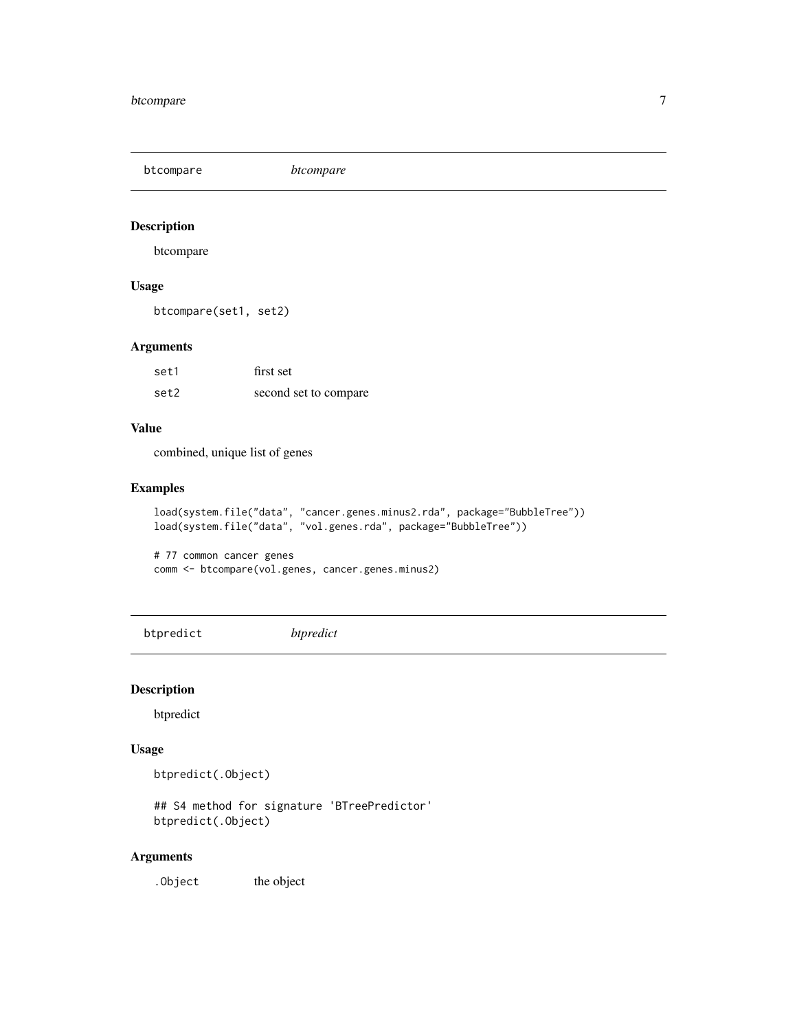## btcompare *btcompare*

### Description

btcompare

### Usage

```
btcompare(set1, set2)
```

### Arguments

| | |
|---|---|
| set1 | first set |
| set2 | second set to compare |

### Value

combined, unique list of genes

### Examples

```
load(system.file("data", "cancer.genes.minus2.rda", package="BubbleTree"))
load(system.file("data", "vol.genes.rda", package="BubbleTree"))

# 77 common cancer genes
comm <- btcompare(vol.genes, cancer.genes.minus2)
```

## btpredict *btpredict*

### Description

btpredict

### Usage

```
btpredict(.Object)

## S4 method for signature 'BTreePredictor'
btpredict(.Object)
```

### Arguments

| | |
|---|---|
| .Object | the object |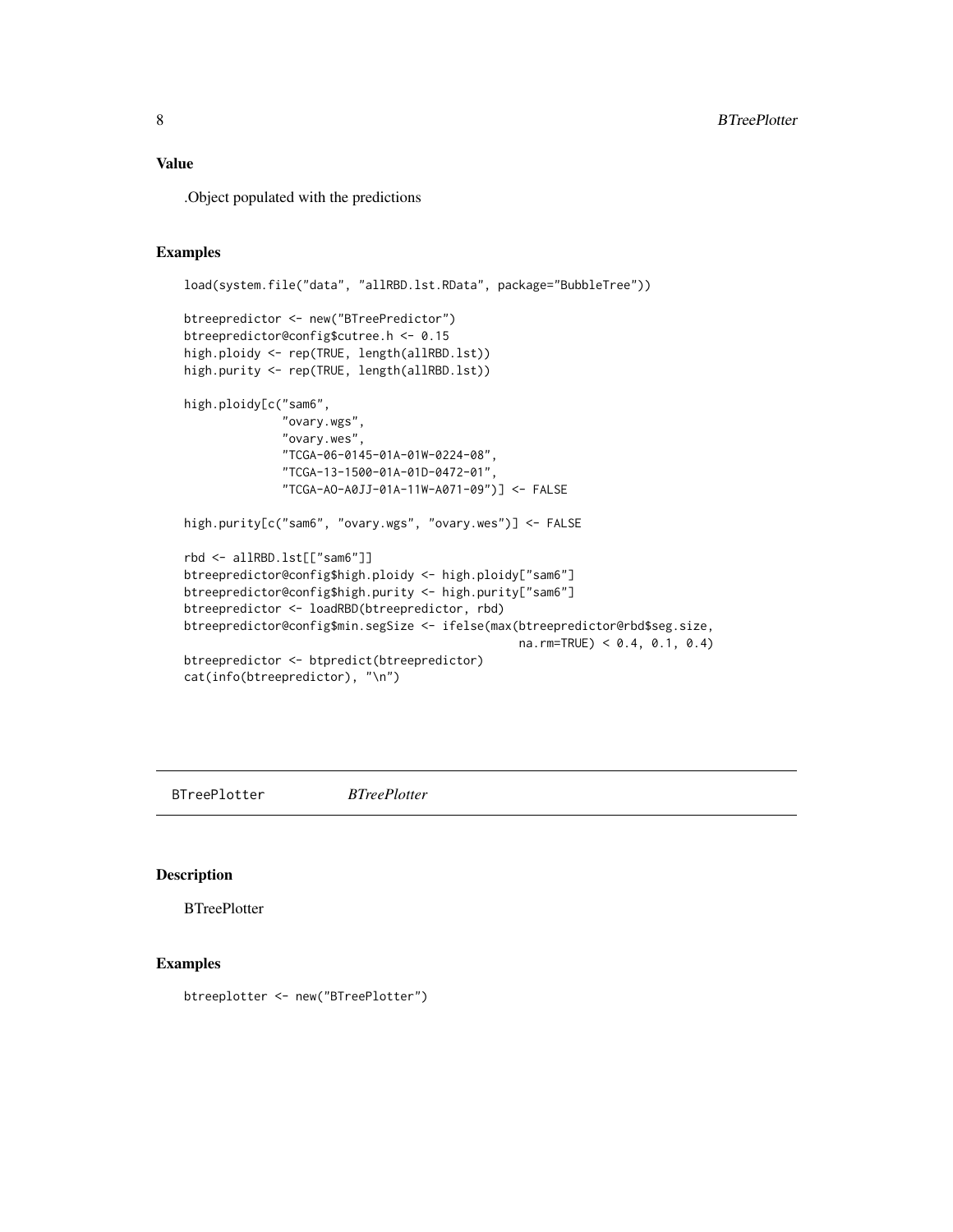## Value

.Object populated with the predictions

## Examples

```
load(system.file("data", "allRBD.lst.RData", package="BubbleTree"))

btreepredictor <- new("BTreePredictor")
btreepredictor@config$cutree.h <- 0.15
high.ploidy <- rep(TRUE, length(allRBD.lst))
high.purity <- rep(TRUE, length(allRBD.lst))

high.ploidy[c("sam6",
              "ovary.wgs",
              "ovary.wes",
              "TCGA-06-0145-01A-01W-0224-08",
              "TCGA-13-1500-01A-01D-0472-01",
              "TCGA-AO-A0JJ-01A-11W-A071-09")] <- FALSE

high.purity[c("sam6", "ovary.wgs", "ovary.wes")] <- FALSE

rbd <- allRBD.lst[["sam6"]]
btreepredictor@config$high.ploidy <- high.ploidy["sam6"]
btreepredictor@config$high.purity <- high.purity["sam6"]
btreepredictor <- loadRBD(btreepredictor, rbd)
btreepredictor@config$min.segSize <- ifelse(max(btreepredictor@rbd$seg.size,
                                            na.rm=TRUE) < 0.4, 0.1, 0.4)
btreepredictor <- btpredict(btreepredictor)
cat(info(btreepredictor), "\n")
```

---

# BTreePlotter *BTreePlotter*

## Description

BTreePlotter

## Examples

```
btreeplotter <- new("BTreePlotter")
```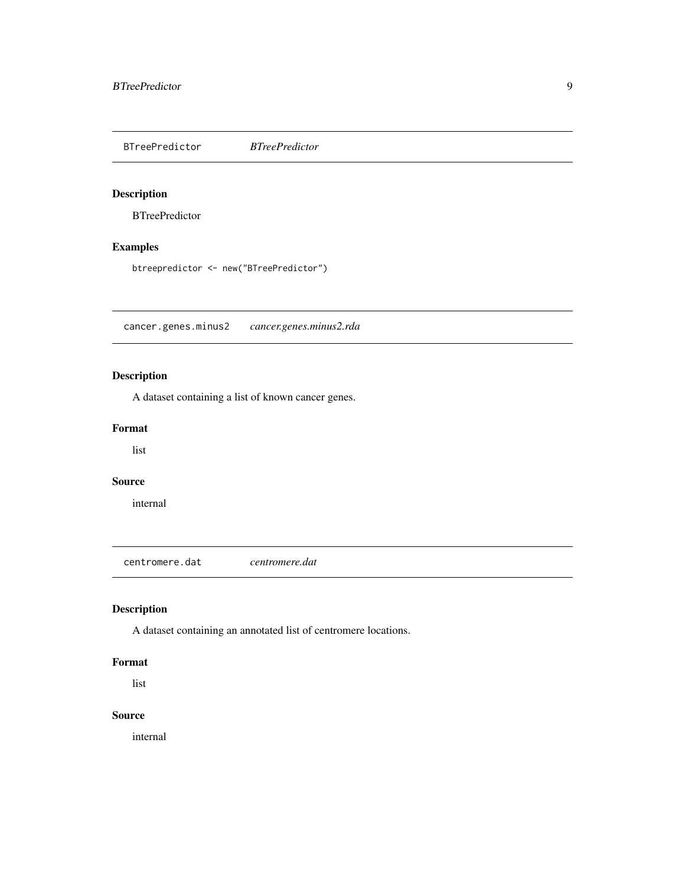## BTreePredictor — *BTreePredictor*

### Description

BTreePredictor

### Examples

```
btreepredictor <- new("BTreePredictor")
```

## cancer.genes.minus2 — *cancer.genes.minus2.rda*

### Description

A dataset containing a list of known cancer genes.

### Format

list

### Source

internal

## centromere.dat — *centromere.dat*

### Description

A dataset containing an annotated list of centromere locations.

### Format

list

### Source

internal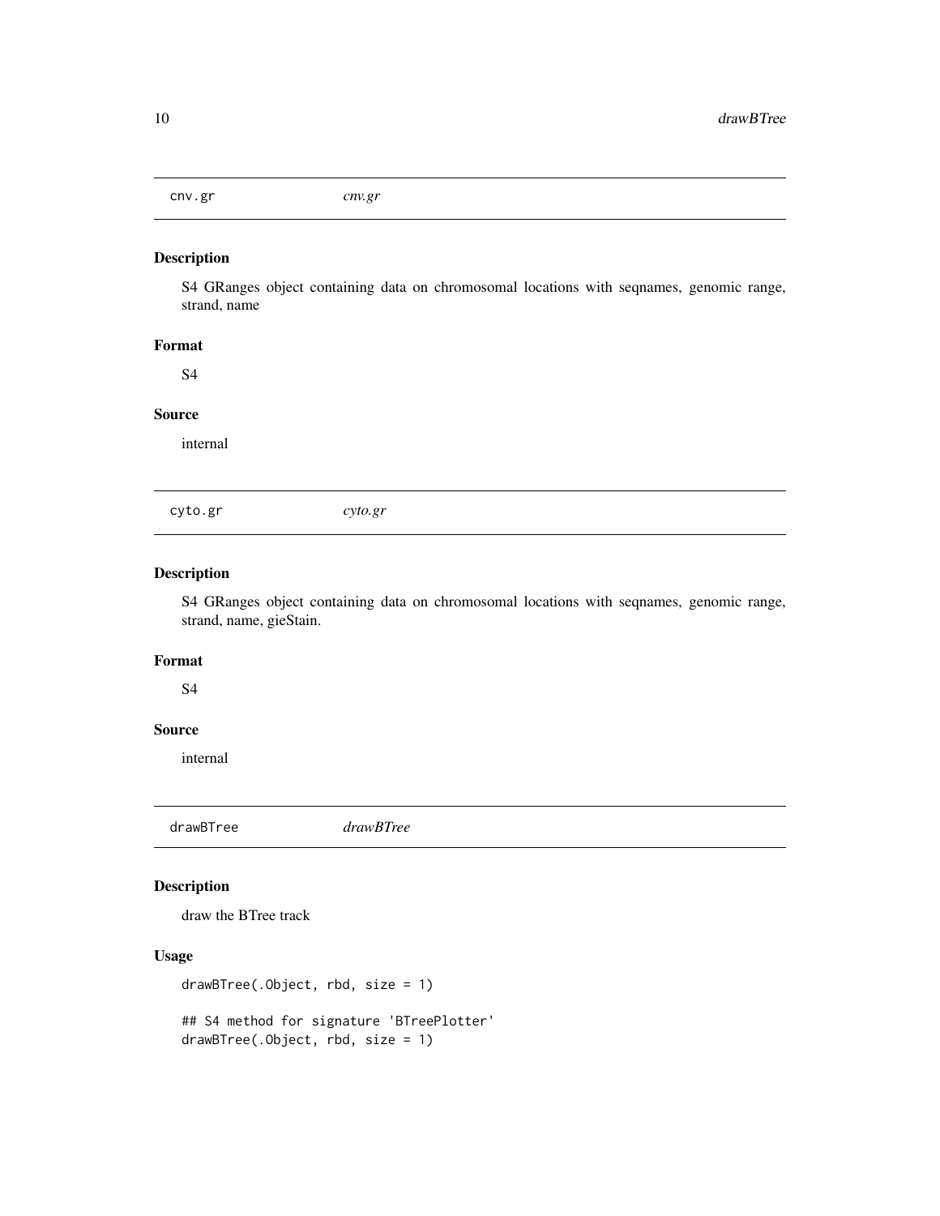## cnv.gr *cnv.gr*

### Description

S4 GRanges object containing data on chromosomal locations with seqnames, genomic range, strand, name

### Format

S4

### Source

internal

## cyto.gr *cyto.gr*

### Description

S4 GRanges object containing data on chromosomal locations with seqnames, genomic range, strand, name, gieStain.

### Format

S4

### Source

internal

## drawBTree *drawBTree*

### Description

draw the BTree track

### Usage

```
drawBTree(.Object, rbd, size = 1)

## S4 method for signature 'BTreePlotter'
drawBTree(.Object, rbd, size = 1)
```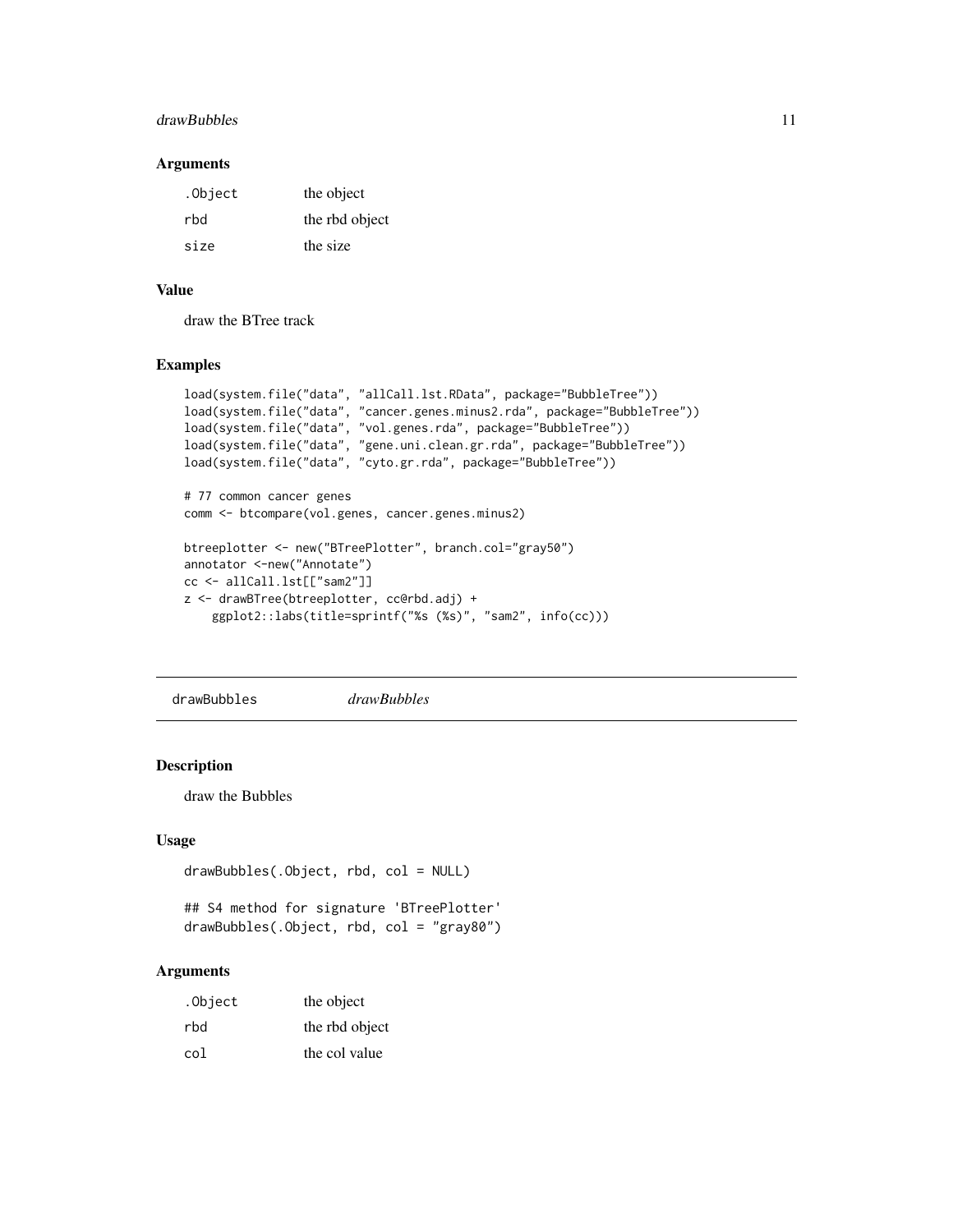### Arguments

| | |
|---|---|
| .Object | the object |
| rbd | the rbd object |
| size | the size |

### Value

draw the BTree track

### Examples

```
load(system.file("data", "allCall.lst.RData", package="BubbleTree"))
load(system.file("data", "cancer.genes.minus2.rda", package="BubbleTree"))
load(system.file("data", "vol.genes.rda", package="BubbleTree"))
load(system.file("data", "gene.uni.clean.gr.rda", package="BubbleTree"))
load(system.file("data", "cyto.gr.rda", package="BubbleTree"))

# 77 common cancer genes
comm <- btcompare(vol.genes, cancer.genes.minus2)

btreeplotter <- new("BTreePlotter", branch.col="gray50")
annotator <-new("Annotate")
cc <- allCall.lst[["sam2"]]
z <- drawBTree(btreeplotter, cc@rbd.adj) +
    ggplot2::labs(title=sprintf("%s (%s)", "sam2", info(cc)))
```

---

## drawBubbles *drawBubbles*

### Description

draw the Bubbles

### Usage

```
drawBubbles(.Object, rbd, col = NULL)

## S4 method for signature 'BTreePlotter'
drawBubbles(.Object, rbd, col = "gray80")
```

### Arguments

| | |
|---|---|
| .Object | the object |
| rbd | the rbd object |
| col | the col value |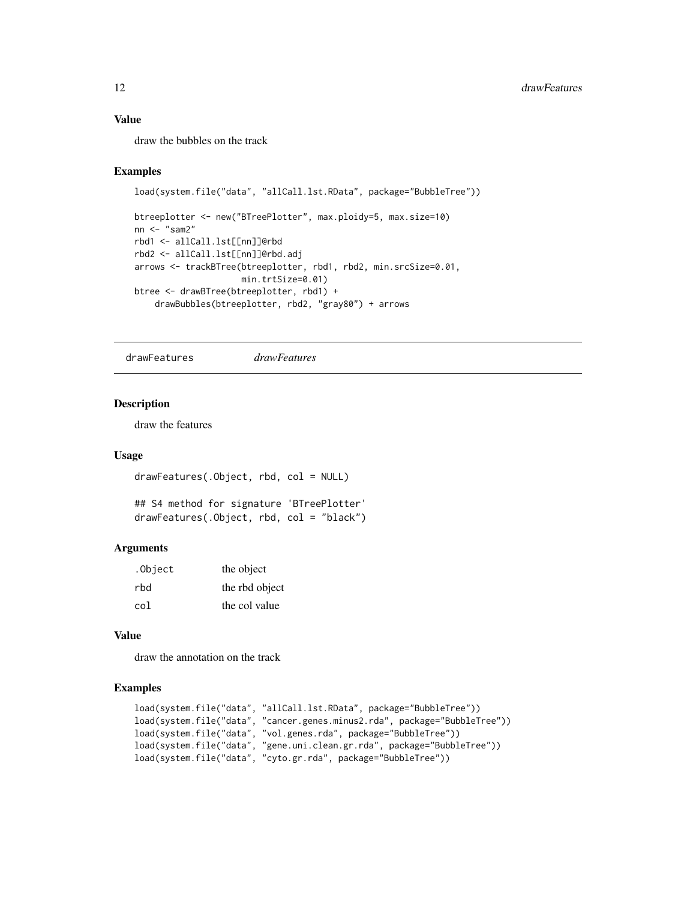### Value

draw the bubbles on the track

### Examples

```
load(system.file("data", "allCall.lst.RData", package="BubbleTree"))

btreeplotter <- new("BTreePlotter", max.ploidy=5, max.size=10)
nn <- "sam2"
rbd1 <- allCall.lst[[nn]]@rbd
rbd2 <- allCall.lst[[nn]]@rbd.adj
arrows <- trackBTree(btreeplotter, rbd1, rbd2, min.srcSize=0.01,
                     min.trtSize=0.01)
btree <- drawBTree(btreeplotter, rbd1) +
    drawBubbles(btreeplotter, rbd2, "gray80") + arrows
```

---

## drawFeatures *drawFeatures*

### Description

draw the features

### Usage

```
drawFeatures(.Object, rbd, col = NULL)

## S4 method for signature 'BTreePlotter'
drawFeatures(.Object, rbd, col = "black")
```

### Arguments

| | |
|---|---|
| .Object | the object |
| rbd | the rbd object |
| col | the col value |

### Value

draw the annotation on the track

### Examples

```
load(system.file("data", "allCall.lst.RData", package="BubbleTree"))
load(system.file("data", "cancer.genes.minus2.rda", package="BubbleTree"))
load(system.file("data", "vol.genes.rda", package="BubbleTree"))
load(system.file("data", "gene.uni.clean.gr.rda", package="BubbleTree"))
load(system.file("data", "cyto.gr.rda", package="BubbleTree"))
```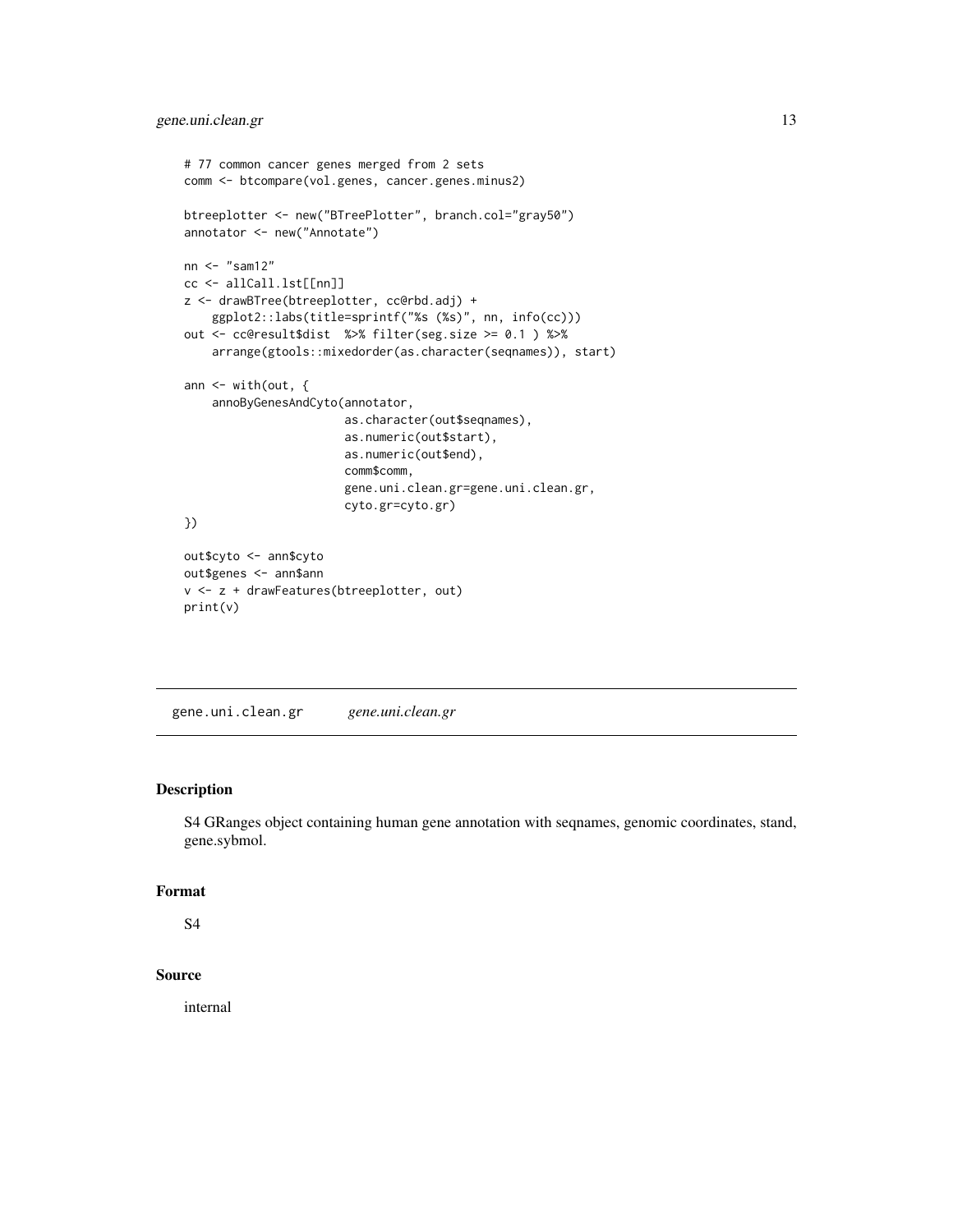```
# 77 common cancer genes merged from 2 sets
comm <- btcompare(vol.genes, cancer.genes.minus2)

btreeplotter <- new("BTreePlotter", branch.col="gray50")
annotator <- new("Annotate")

nn <- "sam12"
cc <- allCall.lst[[nn]]
z <- drawBTree(btreeplotter, cc@rbd.adj) +
    ggplot2::labs(title=sprintf("%s (%s)", nn, info(cc)))
out <- cc@result$dist  %>% filter(seg.size >= 0.1 ) %>%
    arrange(gtools::mixedorder(as.character(seqnames)), start)

ann <- with(out, {
    annoByGenesAndCyto(annotator,
                       as.character(out$seqnames),
                       as.numeric(out$start),
                       as.numeric(out$end),
                       comm$comm,
                       gene.uni.clean.gr=gene.uni.clean.gr,
                       cyto.gr=cyto.gr)
})

out$cyto <- ann$cyto
out$genes <- ann$ann
v <- z + drawFeatures(btreeplotter, out)
print(v)
```

---

## gene.uni.clean.gr    *gene.uni.clean.gr*

---

### Description

S4 GRanges object containing human gene annotation with seqnames, genomic coordinates, stand, gene.sybmol.

### Format

S4

### Source

internal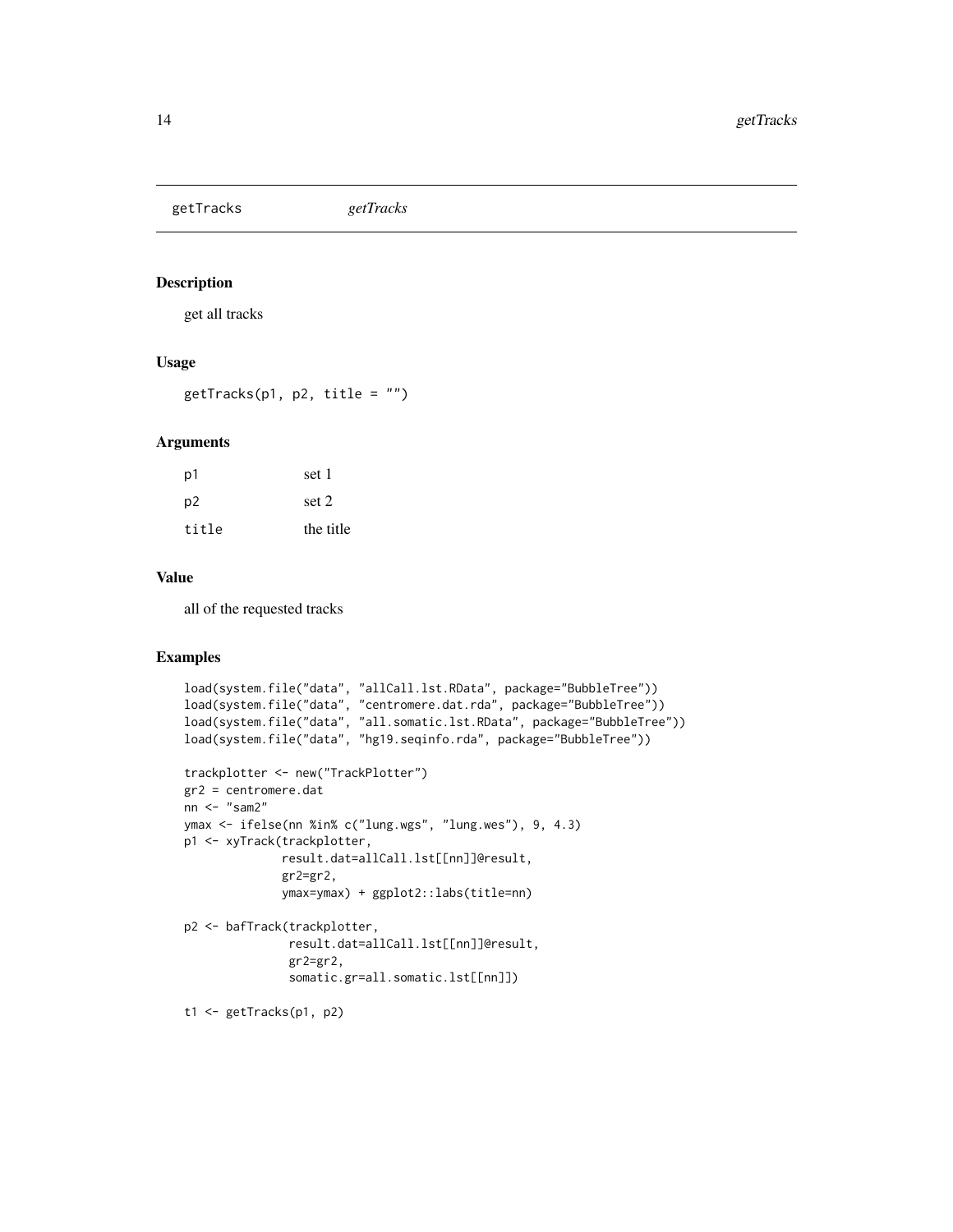## getTracks *getTracks*

### Description

get all tracks

### Usage

```
getTracks(p1, p2, title = "")
```

### Arguments

| | |
|---|---|
| p1 | set 1 |
| p2 | set 2 |
| title | the title |

### Value

all of the requested tracks

### Examples

```
load(system.file("data", "allCall.lst.RData", package="BubbleTree"))
load(system.file("data", "centromere.dat.rda", package="BubbleTree"))
load(system.file("data", "all.somatic.lst.RData", package="BubbleTree"))
load(system.file("data", "hg19.seqinfo.rda", package="BubbleTree"))

trackplotter <- new("TrackPlotter")
gr2 = centromere.dat
nn <- "sam2"
ymax <- ifelse(nn %in% c("lung.wgs", "lung.wes"), 9, 4.3)
p1 <- xyTrack(trackplotter,
              result.dat=allCall.lst[[nn]]@result,
              gr2=gr2,
              ymax=ymax) + ggplot2::labs(title=nn)

p2 <- bafTrack(trackplotter,
               result.dat=allCall.lst[[nn]]@result,
               gr2=gr2,
               somatic.gr=all.somatic.lst[[nn]])

t1 <- getTracks(p1, p2)
```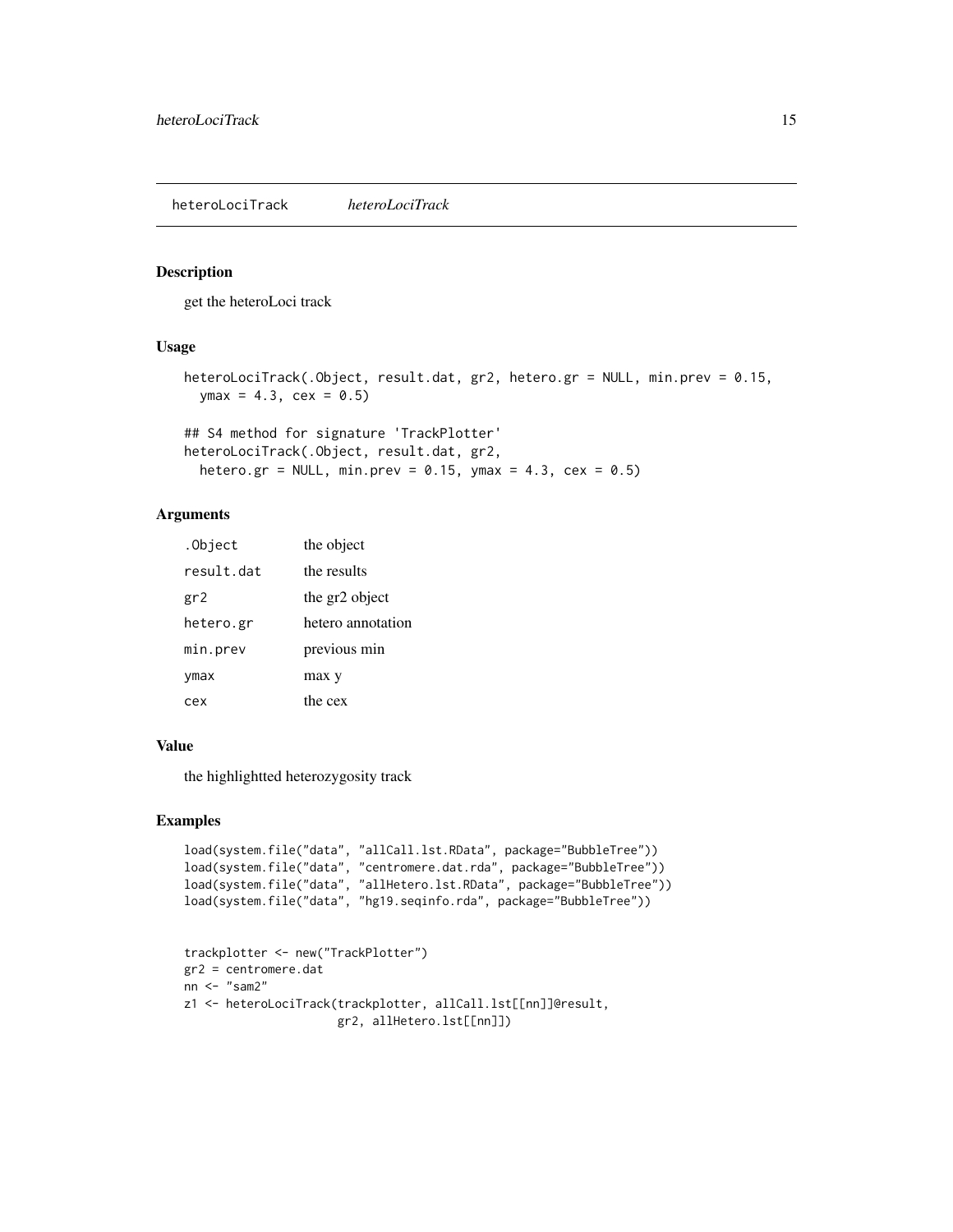# heteroLociTrack *heteroLociTrack*

## Description

get the heteroLoci track

## Usage

```
heteroLociTrack(.Object, result.dat, gr2, hetero.gr = NULL, min.prev = 0.15,
  ymax = 4.3, cex = 0.5)

## S4 method for signature 'TrackPlotter'
heteroLociTrack(.Object, result.dat, gr2,
  hetero.gr = NULL, min.prev = 0.15, ymax = 4.3, cex = 0.5)
```

## Arguments

| | |
|---|---|
| `.Object` | the object |
| `result.dat` | the results |
| `gr2` | the gr2 object |
| `hetero.gr` | hetero annotation |
| `min.prev` | previous min |
| `ymax` | max y |
| `cex` | the cex |

## Value

the highlightted heterozygosity track

## Examples

```
load(system.file("data", "allCall.lst.RData", package="BubbleTree"))
load(system.file("data", "centromere.dat.rda", package="BubbleTree"))
load(system.file("data", "allHetero.lst.RData", package="BubbleTree"))
load(system.file("data", "hg19.seqinfo.rda", package="BubbleTree"))


trackplotter <- new("TrackPlotter")
gr2 = centromere.dat
nn <- "sam2"
z1 <- heteroLociTrack(trackplotter, allCall.lst[[nn]]@result,
                      gr2, allHetero.lst[[nn]])
```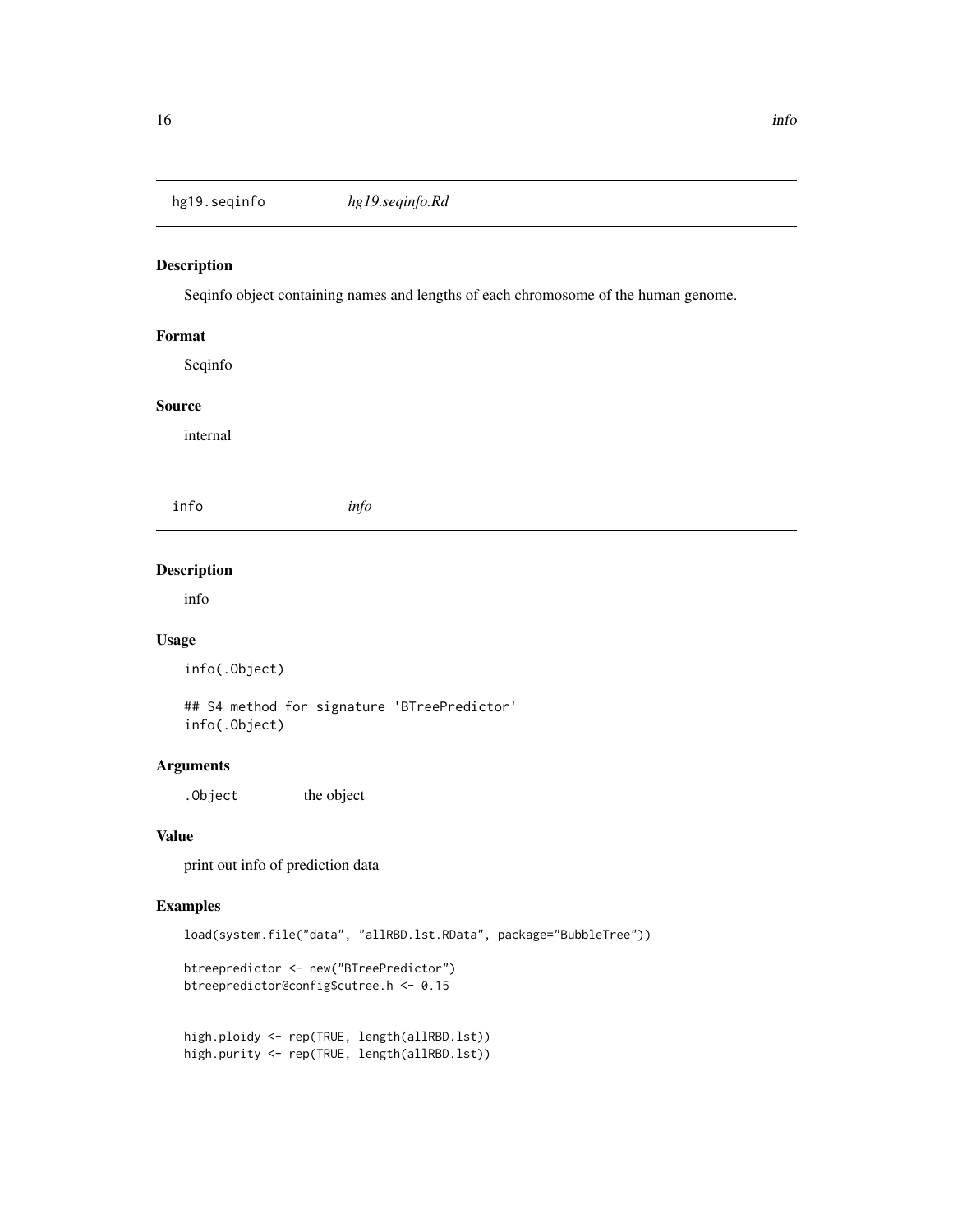## hg19.seqinfo *hg19.seqinfo.Rd*

### Description

Seqinfo object containing names and lengths of each chromosome of the human genome.

### Format

Seqinfo

### Source

internal

## info *info*

### Description

info

### Usage

```
info(.Object)

## S4 method for signature 'BTreePredictor'
info(.Object)
```

### Arguments

`.Object` the object

### Value

print out info of prediction data

### Examples

```
load(system.file("data", "allRBD.lst.RData", package="BubbleTree"))

btreepredictor <- new("BTreePredictor")
btreepredictor@config$cutree.h <- 0.15


high.ploidy <- rep(TRUE, length(allRBD.lst))
high.purity <- rep(TRUE, length(allRBD.lst))
```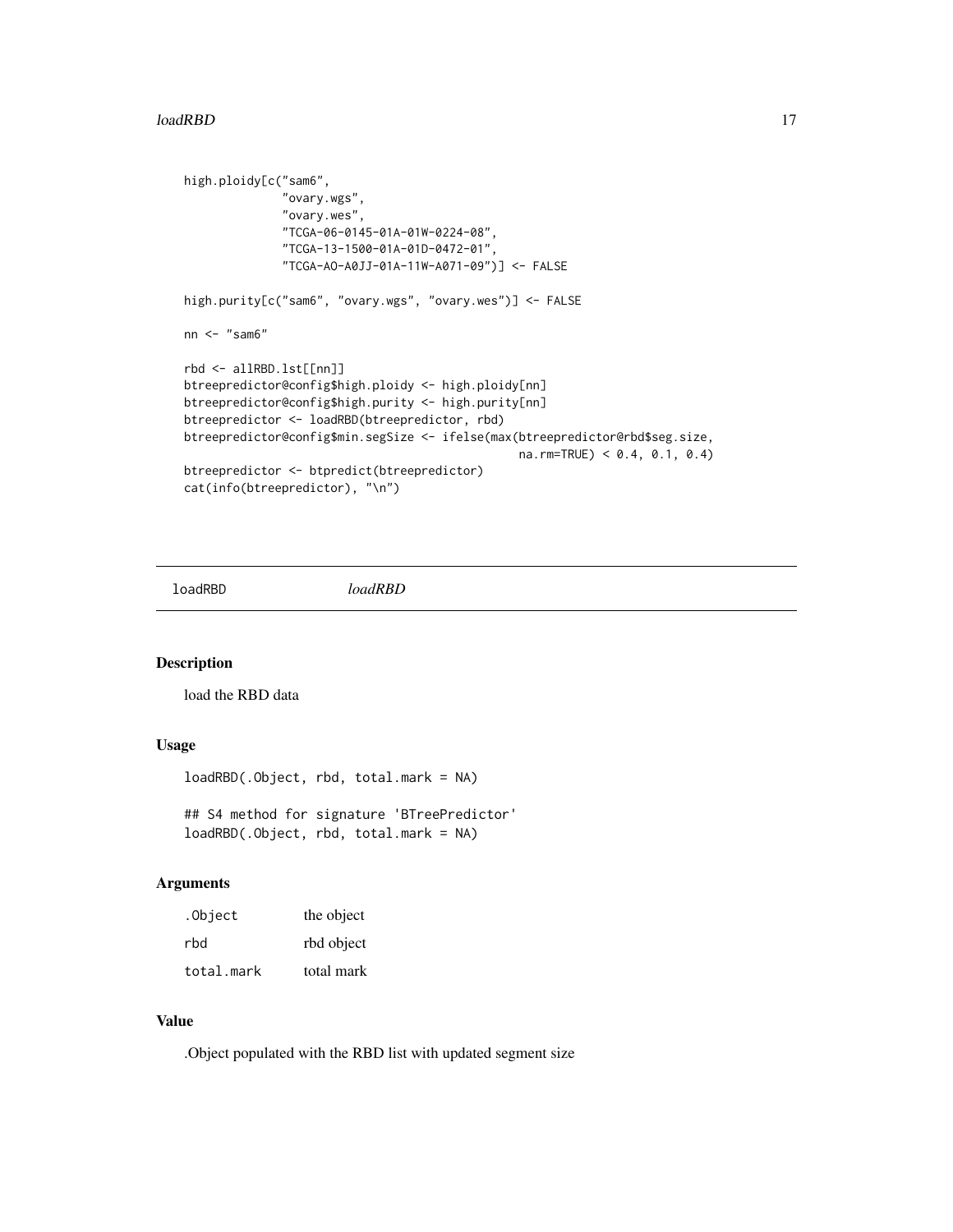```
high.ploidy[c("sam6",
              "ovary.wgs",
              "ovary.wes",
              "TCGA-06-0145-01A-01W-0224-08",
              "TCGA-13-1500-01A-01D-0472-01",
              "TCGA-AO-A0JJ-01A-11W-A071-09")] <- FALSE

high.purity[c("sam6", "ovary.wgs", "ovary.wes")] <- FALSE

nn <- "sam6"

rbd <- allRBD.lst[[nn]]
btreepredictor@config$high.ploidy <- high.ploidy[nn]
btreepredictor@config$high.purity <- high.purity[nn]
btreepredictor <- loadRBD(btreepredictor, rbd)
btreepredictor@config$min.segSize <- ifelse(max(btreepredictor@rbd$seg.size,
                                               na.rm=TRUE) < 0.4, 0.1, 0.4)
btreepredictor <- btpredict(btreepredictor)
cat(info(btreepredictor), "\n")
```

## loadRBD *loadRBD*

### Description

load the RBD data

### Usage

```
loadRBD(.Object, rbd, total.mark = NA)

## S4 method for signature 'BTreePredictor'
loadRBD(.Object, rbd, total.mark = NA)
```

### Arguments

| | |
|---|---|
| .Object | the object |
| rbd | rbd object |
| total.mark | total mark |

### Value

.Object populated with the RBD list with updated segment size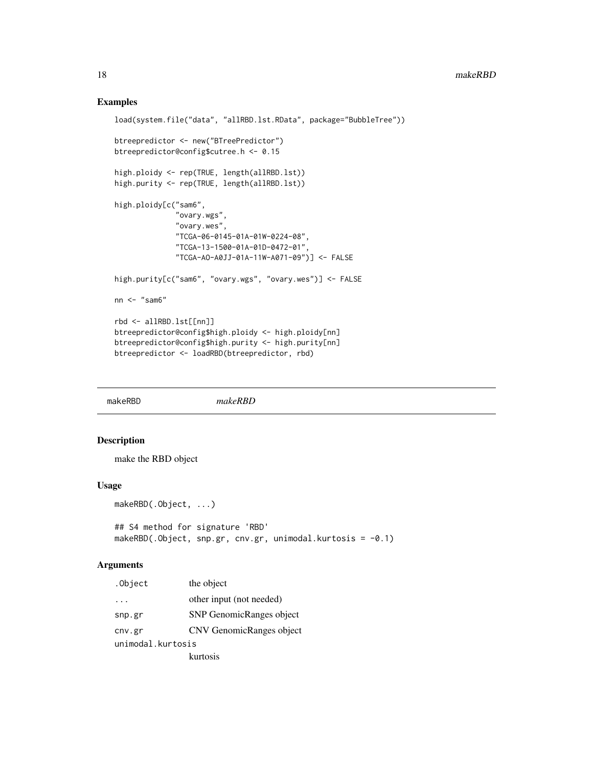## Examples

```
load(system.file("data", "allRBD.lst.RData", package="BubbleTree"))

btreepredictor <- new("BTreePredictor")
btreepredictor@config$cutree.h <- 0.15

high.ploidy <- rep(TRUE, length(allRBD.lst))
high.purity <- rep(TRUE, length(allRBD.lst))

high.ploidy[c("sam6",
              "ovary.wgs",
              "ovary.wes",
              "TCGA-06-0145-01A-01W-0224-08",
              "TCGA-13-1500-01A-01D-0472-01",
              "TCGA-AO-A0JJ-01A-11W-A071-09")] <- FALSE

high.purity[c("sam6", "ovary.wgs", "ovary.wes")] <- FALSE

nn <- "sam6"

rbd <- allRBD.lst[[nn]]
btreepredictor@config$high.ploidy <- high.ploidy[nn]
btreepredictor@config$high.purity <- high.purity[nn]
btreepredictor <- loadRBD(btreepredictor, rbd)
```

---

# makeRBD *makeRBD*

## Description

make the RBD object

## Usage

```
makeRBD(.Object, ...)

## S4 method for signature 'RBD'
makeRBD(.Object, snp.gr, cnv.gr, unimodal.kurtosis = -0.1)
```

## Arguments

| | |
|---|---|
| `.Object` | the object |
| `...` | other input (not needed) |
| `snp.gr` | SNP GenomicRanges object |
| `cnv.gr` | CNV GenomicRanges object |
| `unimodal.kurtosis` | kurtosis |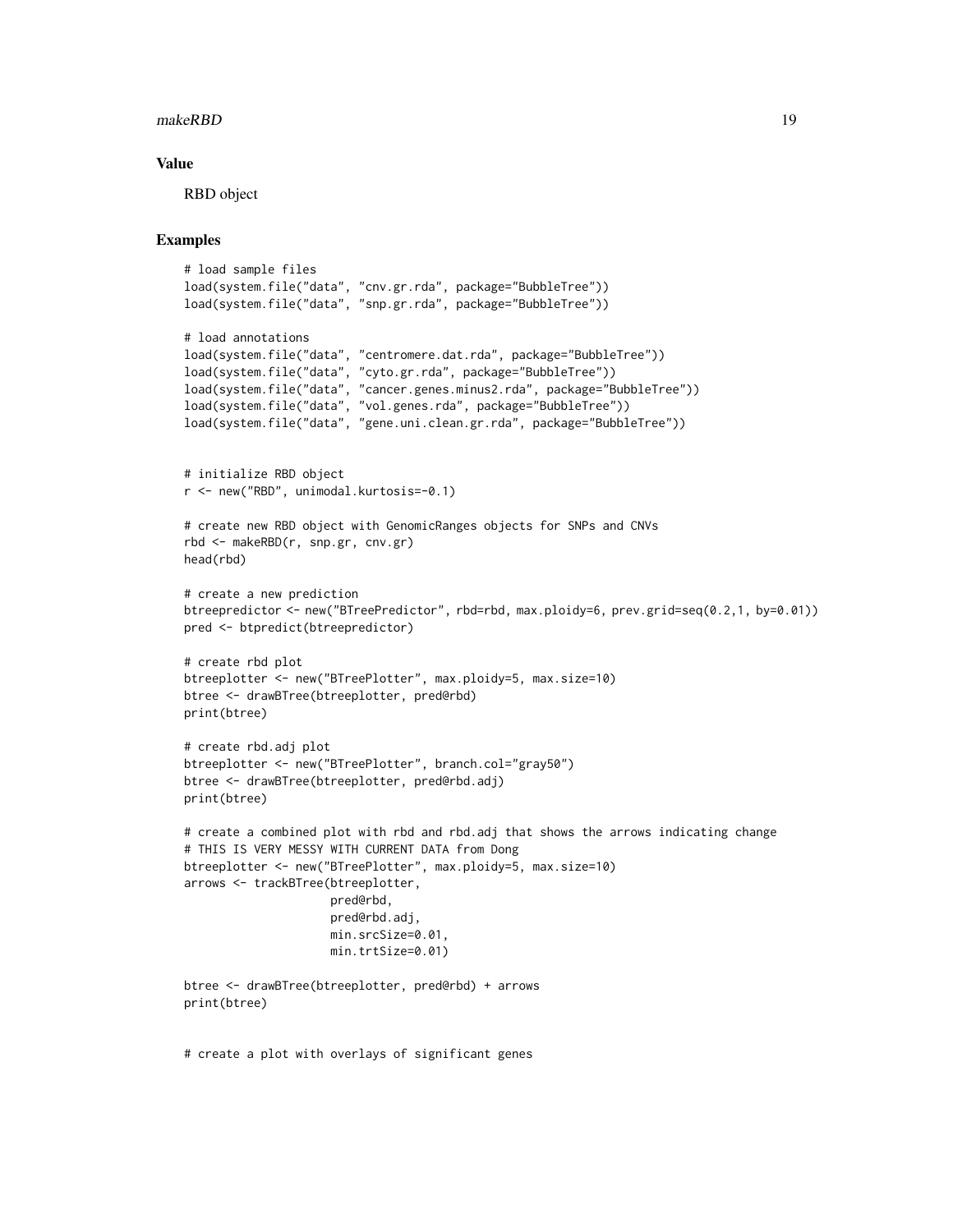### Value

RBD object

### Examples

```
# load sample files
load(system.file("data", "cnv.gr.rda", package="BubbleTree"))
load(system.file("data", "snp.gr.rda", package="BubbleTree"))

# load annotations
load(system.file("data", "centromere.dat.rda", package="BubbleTree"))
load(system.file("data", "cyto.gr.rda", package="BubbleTree"))
load(system.file("data", "cancer.genes.minus2.rda", package="BubbleTree"))
load(system.file("data", "vol.genes.rda", package="BubbleTree"))
load(system.file("data", "gene.uni.clean.gr.rda", package="BubbleTree"))


# initialize RBD object
r <- new("RBD", unimodal.kurtosis=-0.1)

# create new RBD object with GenomicRanges objects for SNPs and CNVs
rbd <- makeRBD(r, snp.gr, cnv.gr)
head(rbd)

# create a new prediction
btreepredictor <- new("BTreePredictor", rbd=rbd, max.ploidy=6, prev.grid=seq(0.2,1, by=0.01))
pred <- btpredict(btreepredictor)

# create rbd plot
btreeplotter <- new("BTreePlotter", max.ploidy=5, max.size=10)
btree <- drawBTree(btreeplotter, pred@rbd)
print(btree)

# create rbd.adj plot
btreeplotter <- new("BTreePlotter", branch.col="gray50")
btree <- drawBTree(btreeplotter, pred@rbd.adj)
print(btree)

# create a combined plot with rbd and rbd.adj that shows the arrows indicating change
# THIS IS VERY MESSY WITH CURRENT DATA from Dong
btreeplotter <- new("BTreePlotter", max.ploidy=5, max.size=10)
arrows <- trackBTree(btreeplotter,
                     pred@rbd,
                     pred@rbd.adj,
                     min.srcSize=0.01,
                     min.trtSize=0.01)

btree <- drawBTree(btreeplotter, pred@rbd) + arrows
print(btree)


# create a plot with overlays of significant genes
```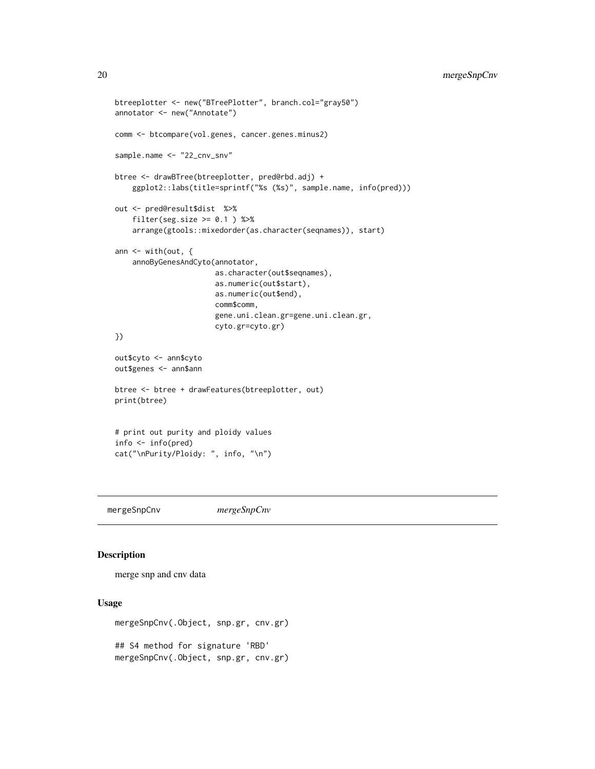```
btreeplotter <- new("BTreePlotter", branch.col="gray50")
annotator <- new("Annotate")

comm <- btcompare(vol.genes, cancer.genes.minus2)

sample.name <- "22_cnv_snv"

btree <- drawBTree(btreeplotter, pred@rbd.adj) +
    ggplot2::labs(title=sprintf("%s (%s)", sample.name, info(pred)))

out <- pred@result$dist  %>%
    filter(seg.size >= 0.1 ) %>%
    arrange(gtools::mixedorder(as.character(seqnames)), start)

ann <- with(out, {
    annoByGenesAndCyto(annotator,
                       as.character(out$seqnames),
                       as.numeric(out$start),
                       as.numeric(out$end),
                       comm$comm,
                       gene.uni.clean.gr=gene.uni.clean.gr,
                       cyto.gr=cyto.gr)
})

out$cyto <- ann$cyto
out$genes <- ann$ann

btree <- btree + drawFeatures(btreeplotter, out)
print(btree)


# print out purity and ploidy values
info <- info(pred)
cat("\nPurity/Ploidy: ", info, "\n")
```

---

mergeSnpCnv    *mergeSnpCnv*

---

## Description

merge snp and cnv data

## Usage

```
mergeSnpCnv(.Object, snp.gr, cnv.gr)

## S4 method for signature 'RBD'
mergeSnpCnv(.Object, snp.gr, cnv.gr)
```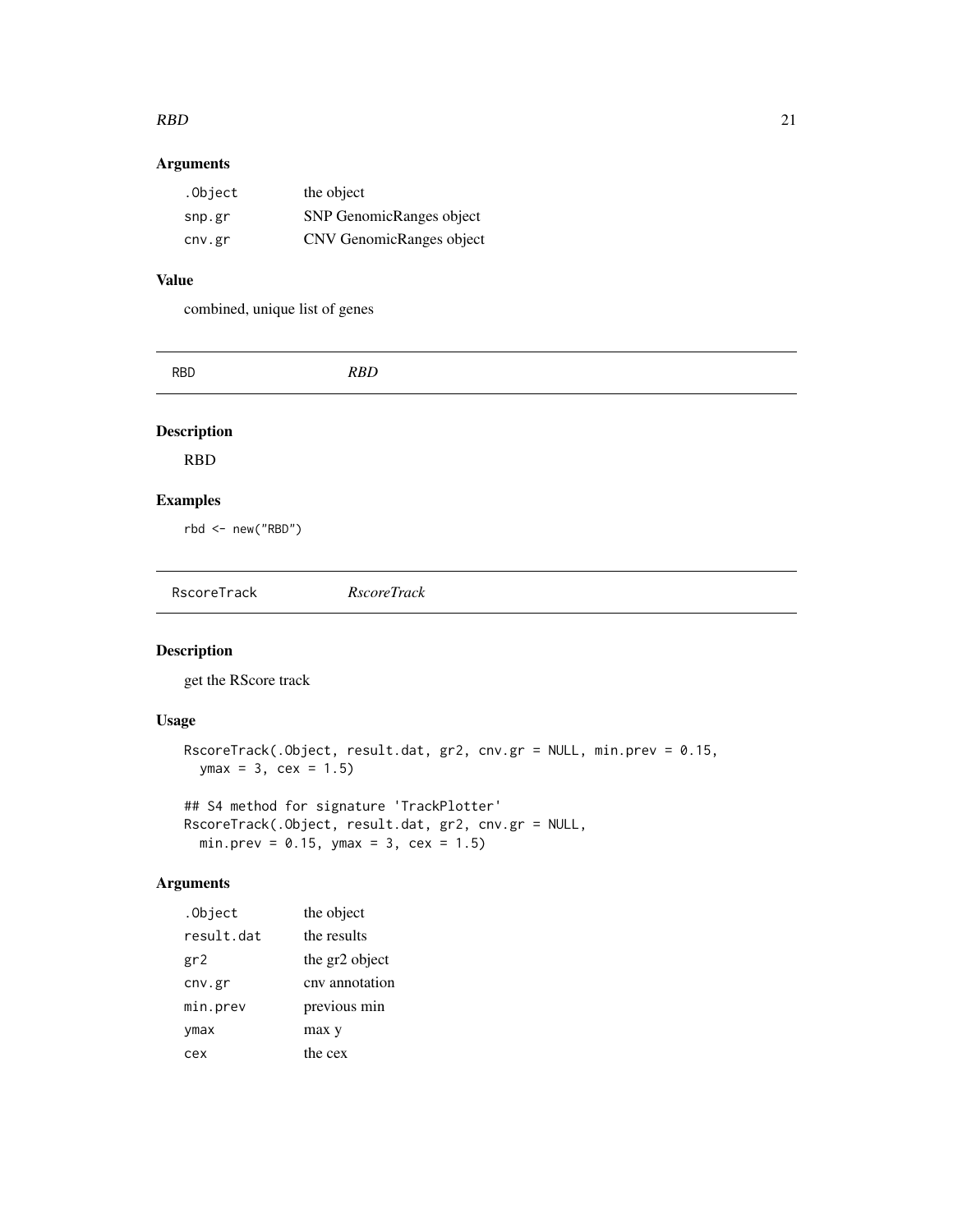### Arguments

| | |
|---|---|
| `.Object` | the object |
| `snp.gr` | SNP GenomicRanges object |
| `cnv.gr` | CNV GenomicRanges object |

### Value

combined, unique list of genes

---

## RBD &nbsp;&nbsp;&nbsp;&nbsp; *RBD*

---

### Description

RBD

### Examples

```
rbd <- new("RBD")
```

---

## RscoreTrack &nbsp;&nbsp;&nbsp;&nbsp; *RscoreTrack*

---

### Description

get the RScore track

### Usage

```
RscoreTrack(.Object, result.dat, gr2, cnv.gr = NULL, min.prev = 0.15,
  ymax = 3, cex = 1.5)

## S4 method for signature 'TrackPlotter'
RscoreTrack(.Object, result.dat, gr2, cnv.gr = NULL,
  min.prev = 0.15, ymax = 3, cex = 1.5)
```

### Arguments

| | |
|---|---|
| `.Object` | the object |
| `result.dat` | the results |
| `gr2` | the gr2 object |
| `cnv.gr` | cnv annotation |
| `min.prev` | previous min |
| `ymax` | max y |
| `cex` | the cex |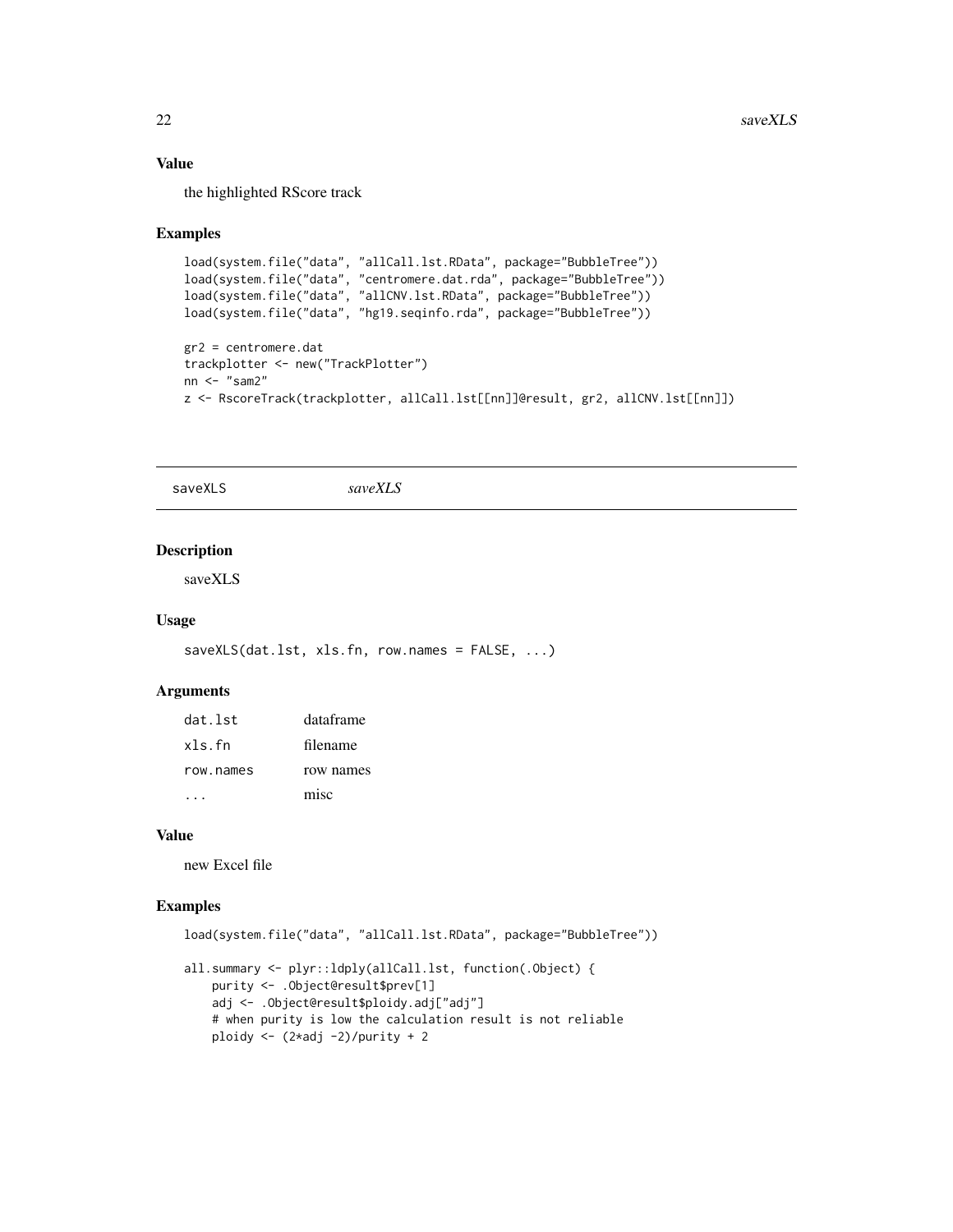## Value

the highlighted RScore track

## Examples

```
load(system.file("data", "allCall.lst.RData", package="BubbleTree"))
load(system.file("data", "centromere.dat.rda", package="BubbleTree"))
load(system.file("data", "allCNV.lst.RData", package="BubbleTree"))
load(system.file("data", "hg19.seqinfo.rda", package="BubbleTree"))

gr2 = centromere.dat
trackplotter <- new("TrackPlotter")
nn <- "sam2"
z <- RscoreTrack(trackplotter, allCall.lst[[nn]]@result, gr2, allCNV.lst[[nn]])
```

---

# saveXLS *saveXLS*

## Description

saveXLS

## Usage

```
saveXLS(dat.lst, xls.fn, row.names = FALSE, ...)
```

## Arguments

| | |
|---|---|
| dat.lst | dataframe |
| xls.fn | filename |
| row.names | row names |
| ... | misc |

## Value

new Excel file

## Examples

```
load(system.file("data", "allCall.lst.RData", package="BubbleTree"))

all.summary <- plyr::ldply(allCall.lst, function(.Object) {
    purity <- .Object@result$prev[1]
    adj <- .Object@result$ploidy.adj["adj"]
    # when purity is low the calculation result is not reliable
    ploidy <- (2*adj -2)/purity + 2
```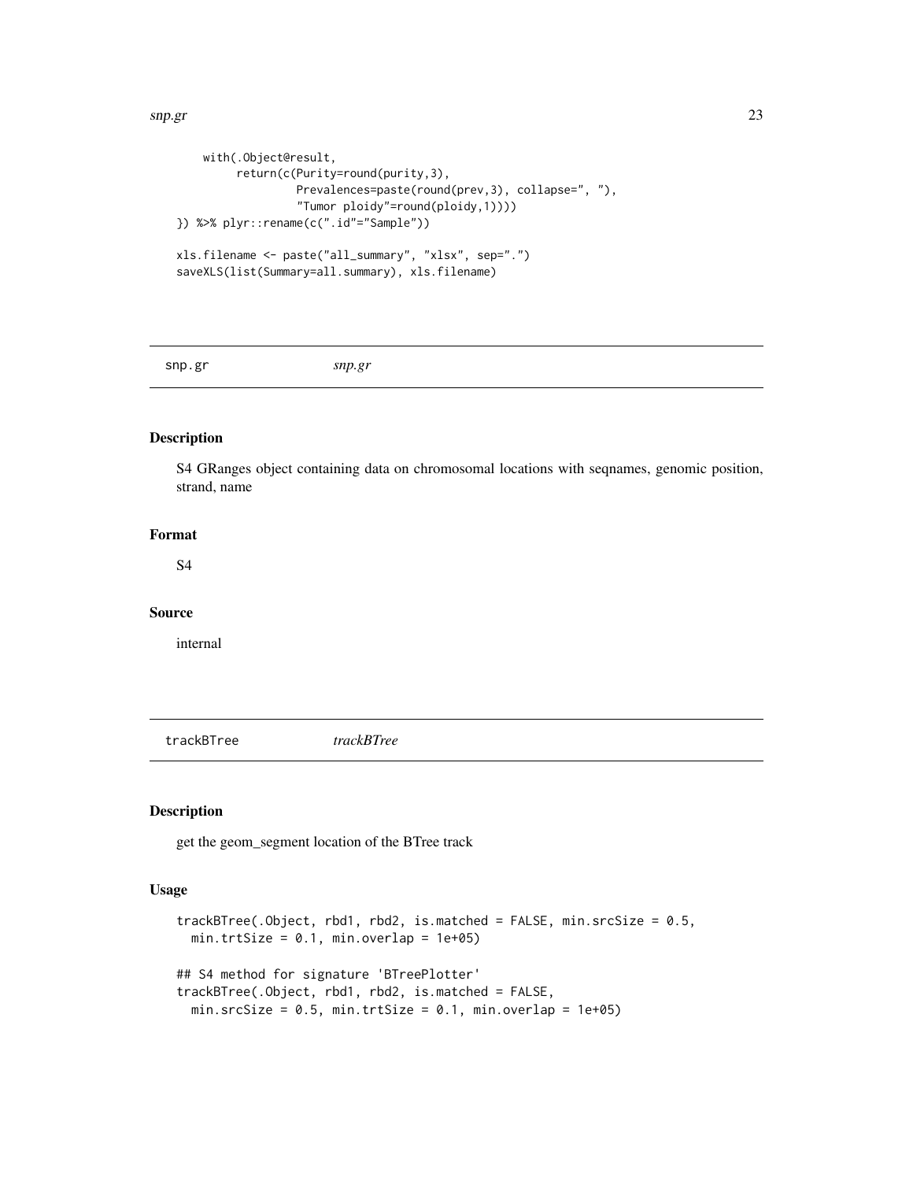```
    with(.Object@result,
         return(c(Purity=round(purity,3),
                  Prevalences=paste(round(prev,3), collapse=", "),
                  "Tumor ploidy"=round(ploidy,1))))
}) %>% plyr::rename(c(".id"="Sample"))

xls.filename <- paste("all_summary", "xlsx", sep=".")
saveXLS(list(Summary=all.summary), xls.filename)
```

---

## snp.gr — *snp.gr*

### Description

S4 GRanges object containing data on chromosomal locations with seqnames, genomic position, strand, name

### Format

S4

### Source

internal

---

## trackBTree — *trackBTree*

### Description

get the geom_segment location of the BTree track

### Usage

```
trackBTree(.Object, rbd1, rbd2, is.matched = FALSE, min.srcSize = 0.5,
  min.trtSize = 0.1, min.overlap = 1e+05)

## S4 method for signature 'BTreePlotter'
trackBTree(.Object, rbd1, rbd2, is.matched = FALSE,
  min.srcSize = 0.5, min.trtSize = 0.1, min.overlap = 1e+05)
```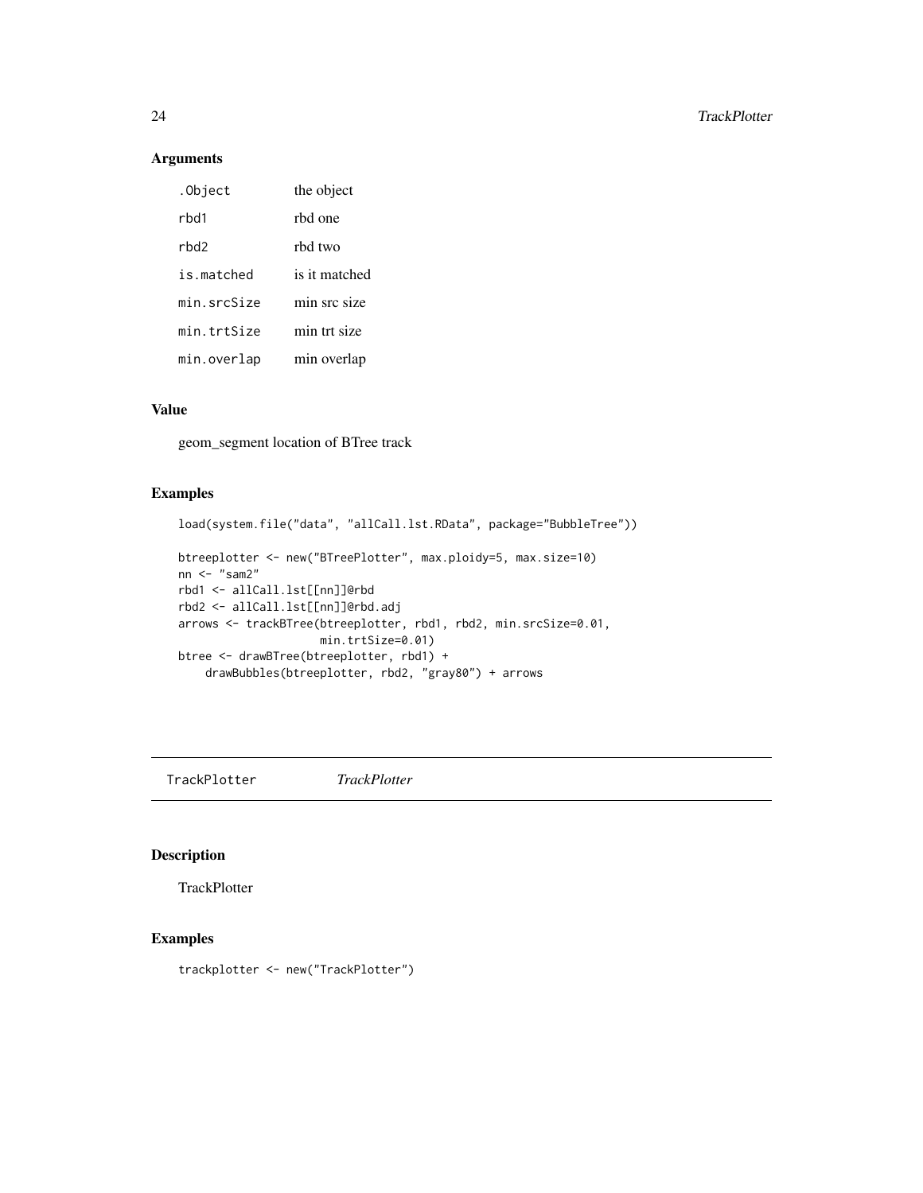### Arguments

| | |
|---|---|
| `.Object` | the object |
| `rbd1` | rbd one |
| `rbd2` | rbd two |
| `is.matched` | is it matched |
| `min.srcSize` | min src size |
| `min.trtSize` | min trt size |
| `min.overlap` | min overlap |

### Value

geom_segment location of BTree track

### Examples

```
load(system.file("data", "allCall.lst.RData", package="BubbleTree"))

btreeplotter <- new("BTreePlotter", max.ploidy=5, max.size=10)
nn <- "sam2"
rbd1 <- allCall.lst[[nn]]@rbd
rbd2 <- allCall.lst[[nn]]@rbd.adj
arrows <- trackBTree(btreeplotter, rbd1, rbd2, min.srcSize=0.01,
                     min.trtSize=0.01)
btree <- drawBTree(btreeplotter, rbd1) +
    drawBubbles(btreeplotter, rbd2, "gray80") + arrows
```

---

## TrackPlotter *TrackPlotter*

### Description

TrackPlotter

### Examples

```
trackplotter <- new("TrackPlotter")
```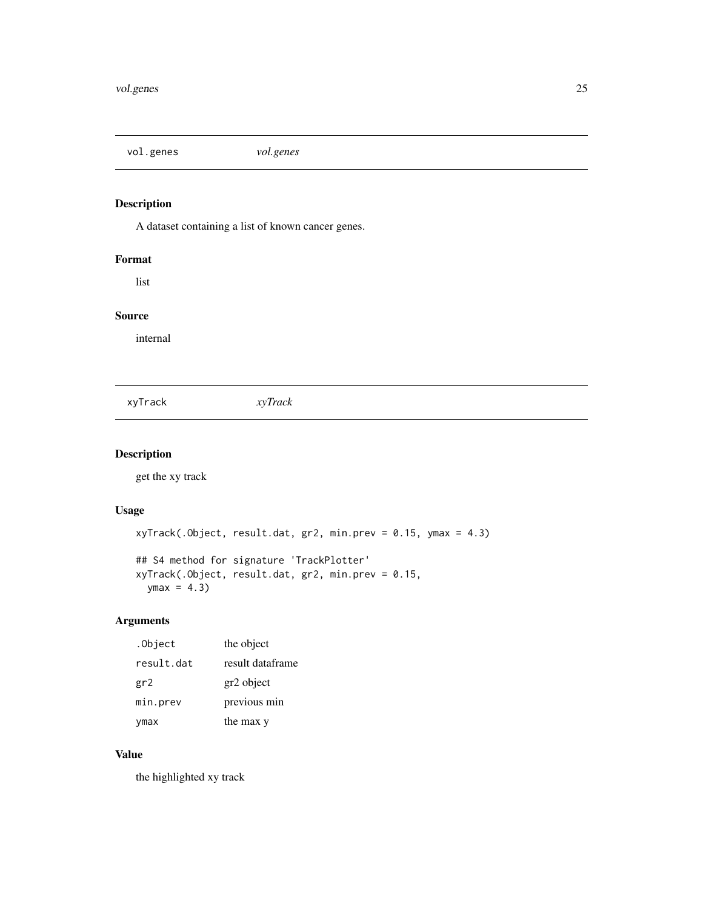## vol.genes *vol.genes*

### Description

A dataset containing a list of known cancer genes.

### Format

list

### Source

internal

## xyTrack *xyTrack*

### Description

get the xy track

### Usage

```
xyTrack(.Object, result.dat, gr2, min.prev = 0.15, ymax = 4.3)

## S4 method for signature 'TrackPlotter'
xyTrack(.Object, result.dat, gr2, min.prev = 0.15,
  ymax = 4.3)
```

### Arguments

| | |
|---|---|
| `.Object` | the object |
| `result.dat` | result dataframe |
| `gr2` | gr2 object |
| `min.prev` | previous min |
| `ymax` | the max y |

### Value

the highlighted xy track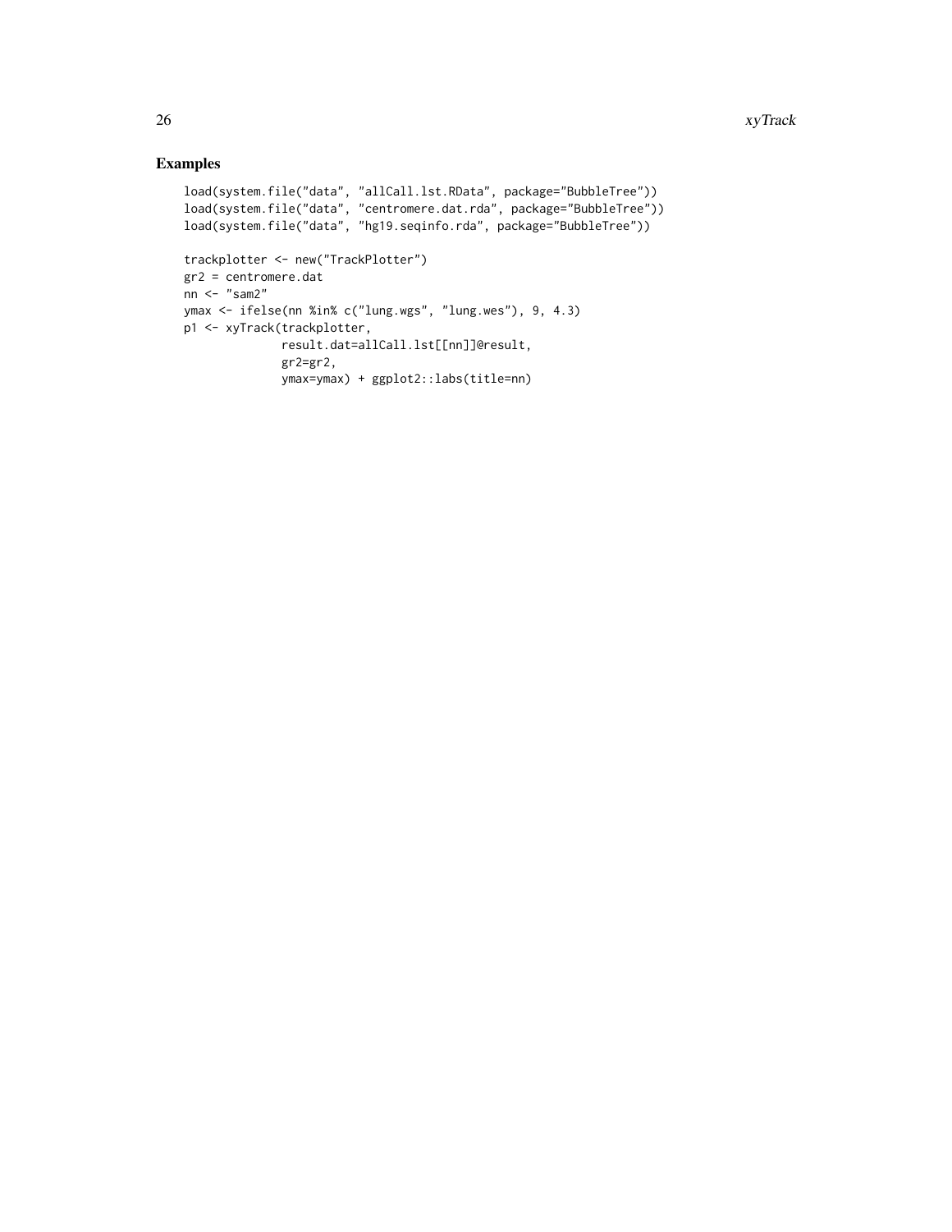## Examples

```
load(system.file("data", "allCall.lst.RData", package="BubbleTree"))
load(system.file("data", "centromere.dat.rda", package="BubbleTree"))
load(system.file("data", "hg19.seqinfo.rda", package="BubbleTree"))

trackplotter <- new("TrackPlotter")
gr2 = centromere.dat
nn <- "sam2"
ymax <- ifelse(nn %in% c("lung.wgs", "lung.wes"), 9, 4.3)
p1 <- xyTrack(trackplotter,
              result.dat=allCall.lst[[nn]]@result,
              gr2=gr2,
              ymax=ymax) + ggplot2::labs(title=nn)
```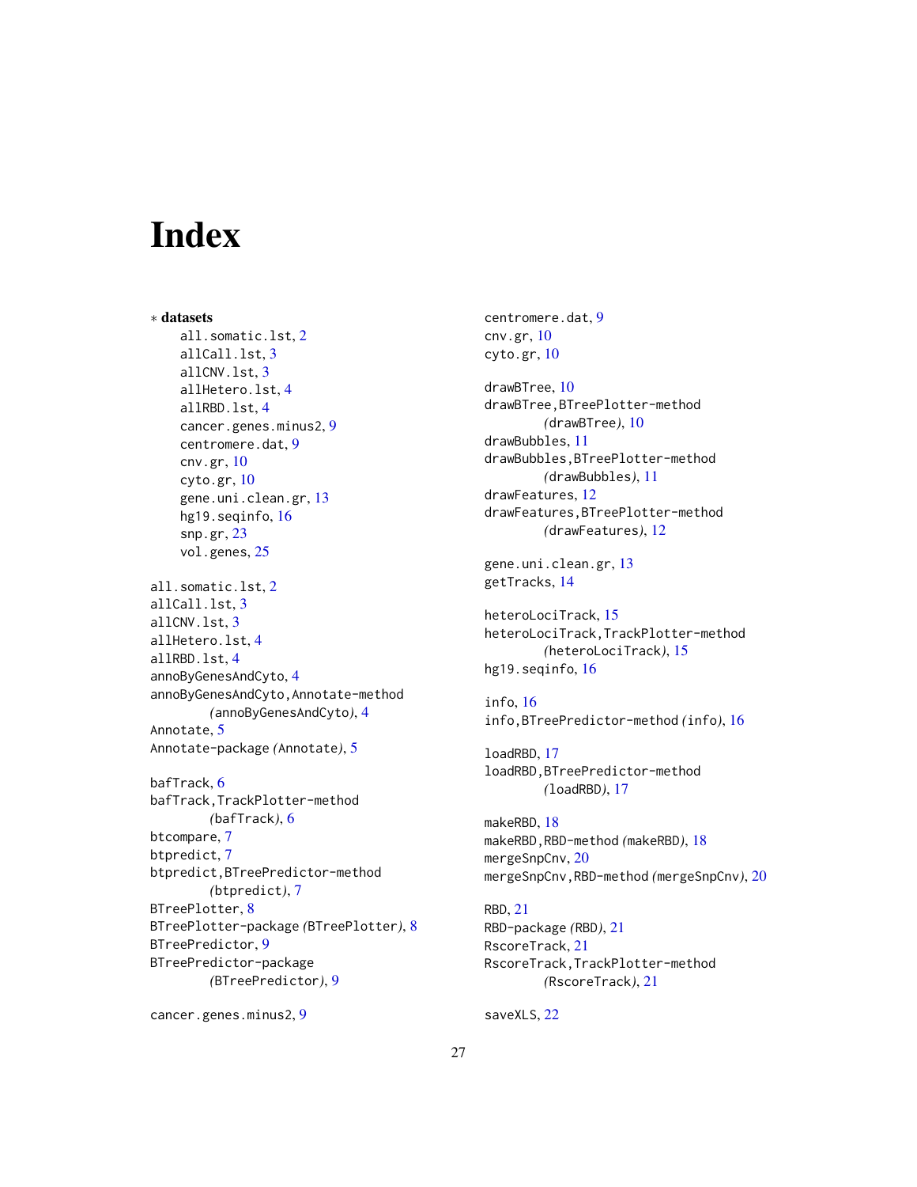# Index

∗ **datasets**

all.somatic.lst, 2
allCall.lst, 3
allCNV.lst, 3
allHetero.lst, 4
allRBD.lst, 4
cancer.genes.minus2, 9
centromere.dat, 9
cnv.gr, 10
cyto.gr, 10
gene.uni.clean.gr, 13
hg19.seqinfo, 16
snp.gr, 23
vol.genes, 25

all.somatic.lst, 2
allCall.lst, 3
allCNV.lst, 3
allHetero.lst, 4
allRBD.lst, 4
annoByGenesAndCyto, 4
annoByGenesAndCyto,Annotate-method *(annoByGenesAndCyto)*, 4
Annotate, 5
Annotate-package *(Annotate)*, 5

bafTrack, 6
bafTrack,TrackPlotter-method *(bafTrack)*, 6
btcompare, 7
btpredict, 7
btpredict,BTreePredictor-method *(btpredict)*, 7
BTreePlotter, 8
BTreePlotter-package *(BTreePlotter)*, 8
BTreePredictor, 9
BTreePredictor-package *(BTreePredictor)*, 9

cancer.genes.minus2, 9
centromere.dat, 9
cnv.gr, 10
cyto.gr, 10

drawBTree, 10
drawBTree,BTreePlotter-method *(drawBTree)*, 10
drawBubbles, 11
drawBubbles,BTreePlotter-method *(drawBubbles)*, 11
drawFeatures, 12
drawFeatures,BTreePlotter-method *(drawFeatures)*, 12

gene.uni.clean.gr, 13
getTracks, 14

heteroLociTrack, 15
heteroLociTrack,TrackPlotter-method *(heteroLociTrack)*, 15
hg19.seqinfo, 16

info, 16
info,BTreePredictor-method *(info)*, 16

loadRBD, 17
loadRBD,BTreePredictor-method *(loadRBD)*, 17

makeRBD, 18
makeRBD,RBD-method *(makeRBD)*, 18
mergeSnpCnv, 20
mergeSnpCnv,RBD-method *(mergeSnpCnv)*, 20

RBD, 21
RBD-package *(RBD)*, 21
RscoreTrack, 21
RscoreTrack,TrackPlotter-method *(RscoreTrack)*, 21

saveXLS, 22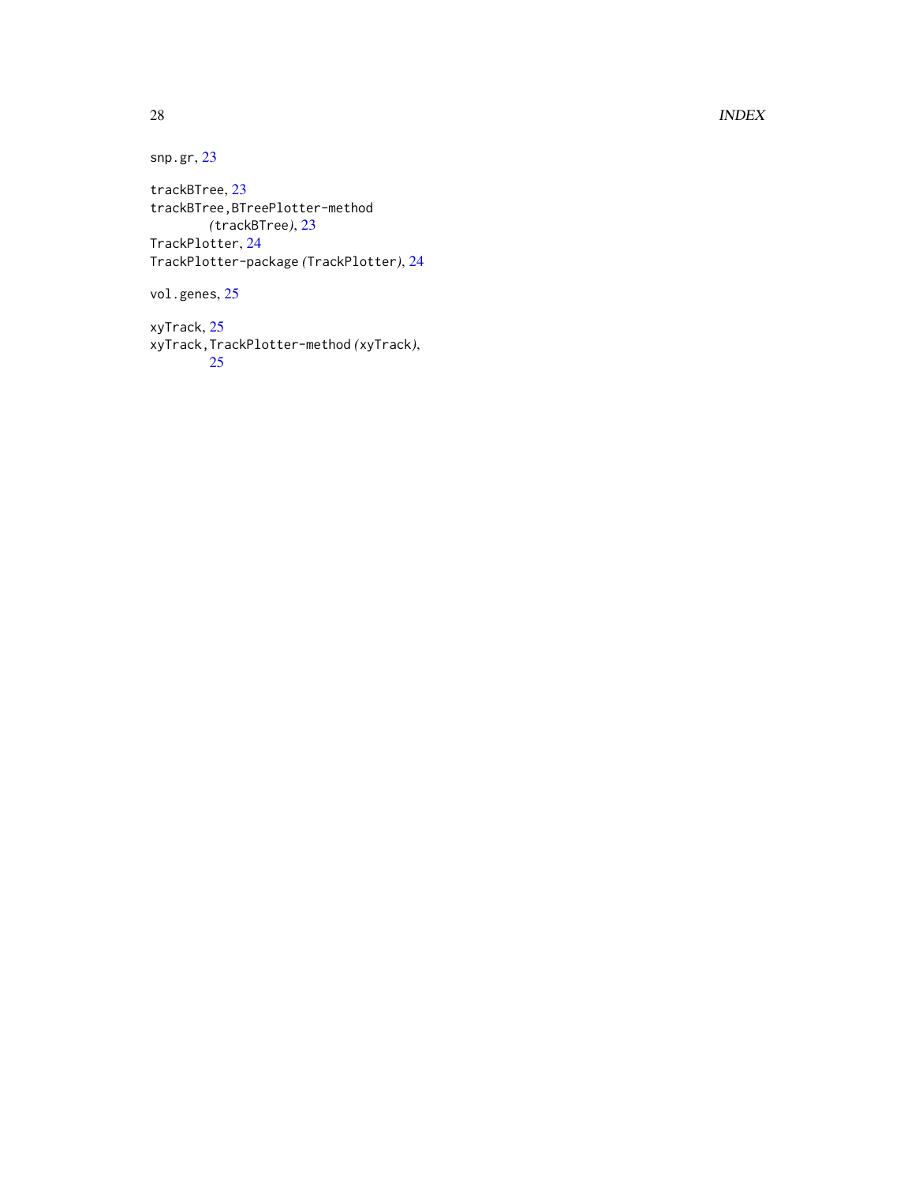snp.gr, 23

trackBTree, 23
trackBTree,BTreePlotter-method
        (trackBTree), 23
TrackPlotter, 24
TrackPlotter-package (TrackPlotter), 24

vol.genes, 25

xyTrack, 25
xyTrack,TrackPlotter-method (xyTrack),
        25